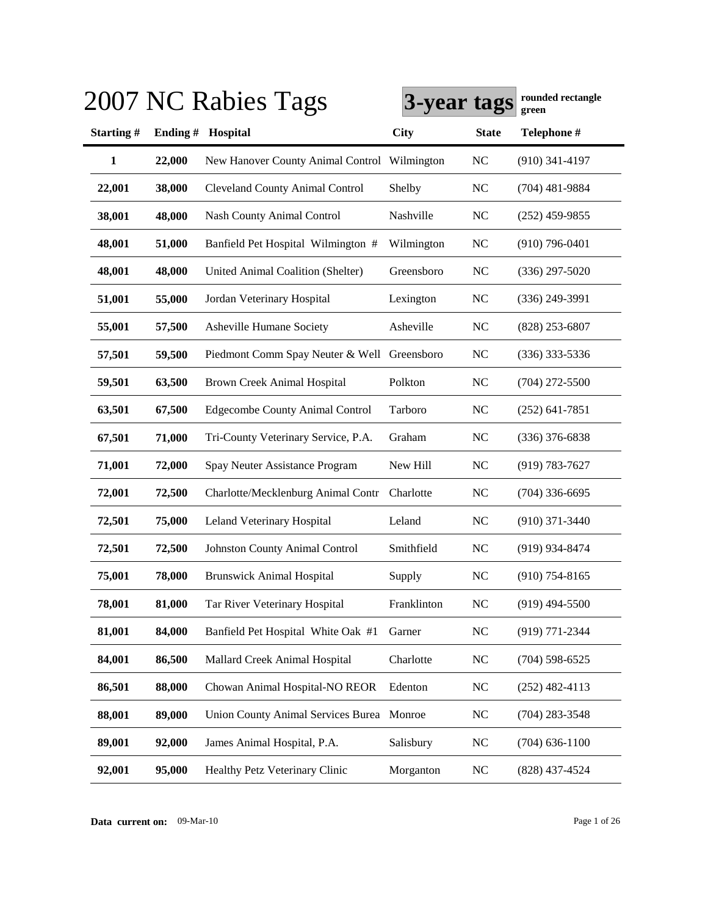# 2007 NC Rabies Tags

**3-year tags** **rounded rectangle green**

| Starting # | Ending # | Hospital | City | State | Telephone # |
|---|---|---|---|---|---|
| **1** | **22,000** | New Hanover County Animal Control | Wilmington | NC | (910) 341-4197 |
| **22,001** | **38,000** | Cleveland County Animal Control | Shelby | NC | (704) 481-9884 |
| **38,001** | **48,000** | Nash County Animal Control | Nashville | NC | (252) 459-9855 |
| **48,001** | **51,000** | Banfield Pet Hospital Wilmington # | Wilmington | NC | (910) 796-0401 |
| **48,001** | **48,000** | United Animal Coalition (Shelter) | Greensboro | NC | (336) 297-5020 |
| **51,001** | **55,000** | Jordan Veterinary Hospital | Lexington | NC | (336) 249-3991 |
| **55,001** | **57,500** | Asheville Humane Society | Asheville | NC | (828) 253-6807 |
| **57,501** | **59,500** | Piedmont Comm Spay Neuter & Well | Greensboro | NC | (336) 333-5336 |
| **59,501** | **63,500** | Brown Creek Animal Hospital | Polkton | NC | (704) 272-5500 |
| **63,501** | **67,500** | Edgecombe County Animal Control | Tarboro | NC | (252) 641-7851 |
| **67,501** | **71,000** | Tri-County Veterinary Service, P.A. | Graham | NC | (336) 376-6838 |
| **71,001** | **72,000** | Spay Neuter Assistance Program | New Hill | NC | (919) 783-7627 |
| **72,001** | **72,500** | Charlotte/Mecklenburg Animal Contr | Charlotte | NC | (704) 336-6695 |
| **72,501** | **75,000** | Leland Veterinary Hospital | Leland | NC | (910) 371-3440 |
| **72,501** | **72,500** | Johnston County Animal Control | Smithfield | NC | (919) 934-8474 |
| **75,001** | **78,000** | Brunswick Animal Hospital | Supply | NC | (910) 754-8165 |
| **78,001** | **81,000** | Tar River Veterinary Hospital | Franklinton | NC | (919) 494-5500 |
| **81,001** | **84,000** | Banfield Pet Hospital White Oak #1 | Garner | NC | (919) 771-2344 |
| **84,001** | **86,500** | Mallard Creek Animal Hospital | Charlotte | NC | (704) 598-6525 |
| **86,501** | **88,000** | Chowan Animal Hospital-NO REOR | Edenton | NC | (252) 482-4113 |
| **88,001** | **89,000** | Union County Animal Services Burea | Monroe | NC | (704) 283-3548 |
| **89,001** | **92,000** | James Animal Hospital, P.A. | Salisbury | NC | (704) 636-1100 |
| **92,001** | **95,000** | Healthy Petz Veterinary Clinic | Morganton | NC | (828) 437-4524 |

**Data current on:** 09-Mar-10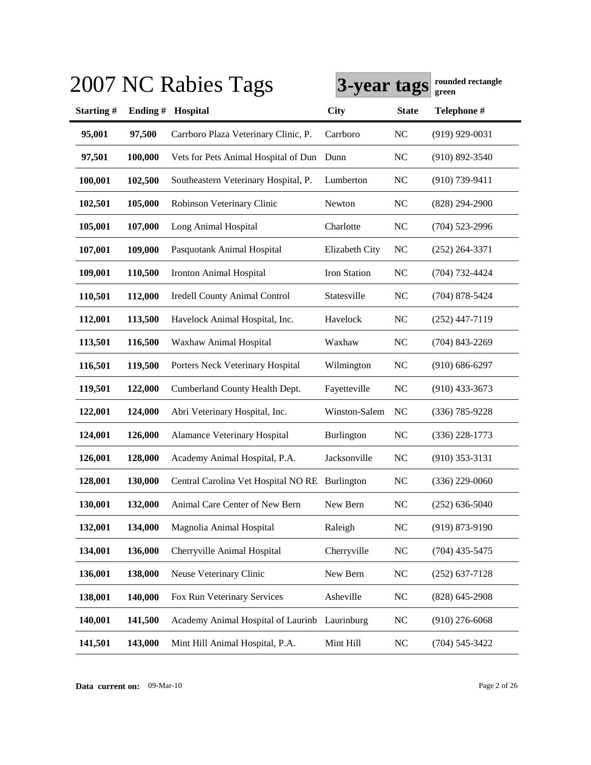# 2007 NC Rabies Tags

**3-year tags** **rounded rectangle green**

| Starting # | Ending # | Hospital | City | State | Telephone # |
|---|---|---|---|---|---|
| **95,001** | **97,500** | Carrboro Plaza Veterinary Clinic, P. | Carrboro | NC | (919) 929-0031 |
| **97,501** | **100,000** | Vets for Pets Animal Hospital of Dun | Dunn | NC | (910) 892-3540 |
| **100,001** | **102,500** | Southeastern Veterinary Hospital, P. | Lumberton | NC | (910) 739-9411 |
| **102,501** | **105,000** | Robinson Veterinary Clinic | Newton | NC | (828) 294-2900 |
| **105,001** | **107,000** | Long Animal Hospital | Charlotte | NC | (704) 523-2996 |
| **107,001** | **109,000** | Pasquotank Animal Hospital | Elizabeth City | NC | (252) 264-3371 |
| **109,001** | **110,500** | Ironton Animal Hospital | Iron Station | NC | (704) 732-4424 |
| **110,501** | **112,000** | Iredell County Animal Control | Statesville | NC | (704) 878-5424 |
| **112,001** | **113,500** | Havelock Animal Hospital, Inc. | Havelock | NC | (252) 447-7119 |
| **113,501** | **116,500** | Waxhaw Animal Hospital | Waxhaw | NC | (704) 843-2269 |
| **116,501** | **119,500** | Porters Neck Veterinary Hospital | Wilmington | NC | (910) 686-6297 |
| **119,501** | **122,000** | Cumberland County Health Dept. | Fayetteville | NC | (910) 433-3673 |
| **122,001** | **124,000** | Abri Veterinary Hospital, Inc. | Winston-Salem | NC | (336) 785-9228 |
| **124,001** | **126,000** | Alamance Veterinary Hospital | Burlington | NC | (336) 228-1773 |
| **126,001** | **128,000** | Academy Animal Hospital, P.A. | Jacksonville | NC | (910) 353-3131 |
| **128,001** | **130,000** | Central Carolina Vet Hospital NO RE | Burlington | NC | (336) 229-0060 |
| **130,001** | **132,000** | Animal Care Center of New Bern | New Bern | NC | (252) 636-5040 |
| **132,001** | **134,000** | Magnolia Animal Hospital | Raleigh | NC | (919) 873-9190 |
| **134,001** | **136,000** | Cherryville Animal Hospital | Cherryville | NC | (704) 435-5475 |
| **136,001** | **138,000** | Neuse Veterinary Clinic | New Bern | NC | (252) 637-7128 |
| **138,001** | **140,000** | Fox Run Veterinary Services | Asheville | NC | (828) 645-2908 |
| **140,001** | **141,500** | Academy Animal Hospital of Laurinb | Laurinburg | NC | (910) 276-6068 |
| **141,501** | **143,000** | Mint Hill Animal Hospital, P.A. | Mint Hill | NC | (704) 545-3422 |

**Data current on:** 09-Mar-10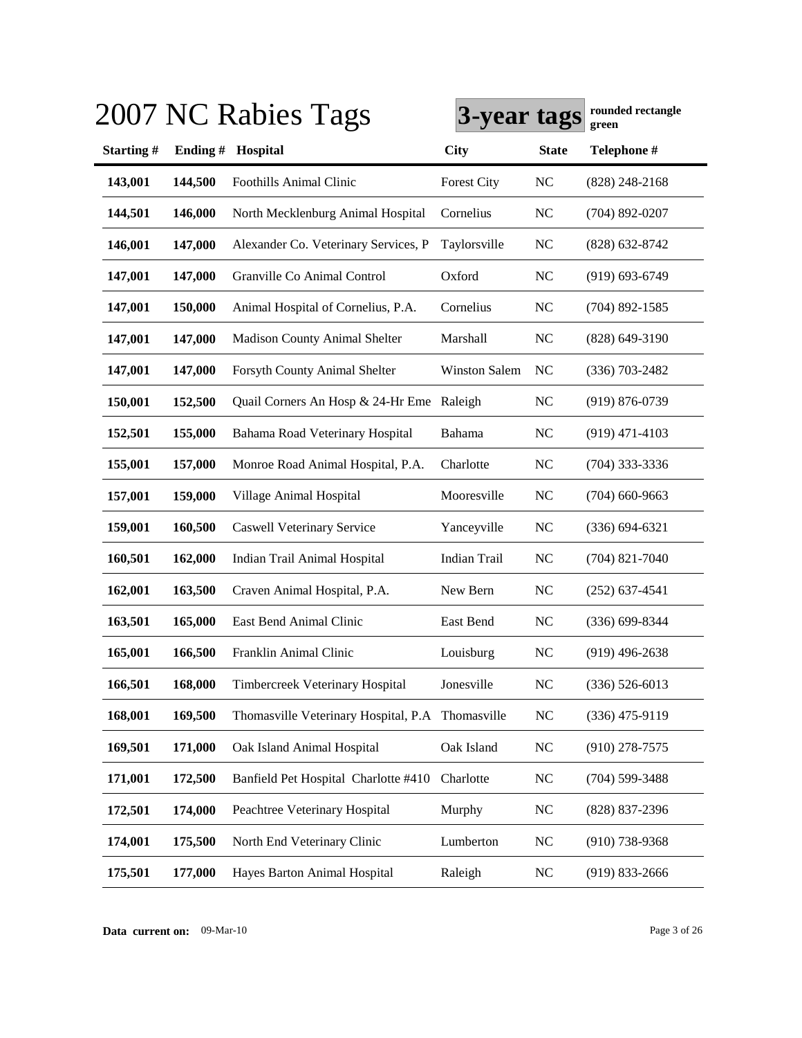# 2007 NC Rabies Tags

**3-year tags** **rounded rectangle green**

| Starting # | Ending # | Hospital | City | State | Telephone # |
|---|---|---|---|---|---|
| **143,001** | **144,500** | Foothills Animal Clinic | Forest City | NC | (828) 248-2168 |
| **144,501** | **146,000** | North Mecklenburg Animal Hospital | Cornelius | NC | (704) 892-0207 |
| **146,001** | **147,000** | Alexander Co. Veterinary Services, P | Taylorsville | NC | (828) 632-8742 |
| **147,001** | **147,000** | Granville Co Animal Control | Oxford | NC | (919) 693-6749 |
| **147,001** | **150,000** | Animal Hospital of Cornelius, P.A. | Cornelius | NC | (704) 892-1585 |
| **147,001** | **147,000** | Madison County Animal Shelter | Marshall | NC | (828) 649-3190 |
| **147,001** | **147,000** | Forsyth County Animal Shelter | Winston Salem | NC | (336) 703-2482 |
| **150,001** | **152,500** | Quail Corners An Hosp & 24-Hr Eme | Raleigh | NC | (919) 876-0739 |
| **152,501** | **155,000** | Bahama Road Veterinary Hospital | Bahama | NC | (919) 471-4103 |
| **155,001** | **157,000** | Monroe Road Animal Hospital, P.A. | Charlotte | NC | (704) 333-3336 |
| **157,001** | **159,000** | Village Animal Hospital | Mooresville | NC | (704) 660-9663 |
| **159,001** | **160,500** | Caswell Veterinary Service | Yanceyville | NC | (336) 694-6321 |
| **160,501** | **162,000** | Indian Trail Animal Hospital | Indian Trail | NC | (704) 821-7040 |
| **162,001** | **163,500** | Craven Animal Hospital, P.A. | New Bern | NC | (252) 637-4541 |
| **163,501** | **165,000** | East Bend Animal Clinic | East Bend | NC | (336) 699-8344 |
| **165,001** | **166,500** | Franklin Animal Clinic | Louisburg | NC | (919) 496-2638 |
| **166,501** | **168,000** | Timbercreek Veterinary Hospital | Jonesville | NC | (336) 526-6013 |
| **168,001** | **169,500** | Thomasville Veterinary Hospital, P.A | Thomasville | NC | (336) 475-9119 |
| **169,501** | **171,000** | Oak Island Animal Hospital | Oak Island | NC | (910) 278-7575 |
| **171,001** | **172,500** | Banfield Pet Hospital Charlotte #410 | Charlotte | NC | (704) 599-3488 |
| **172,501** | **174,000** | Peachtree Veterinary Hospital | Murphy | NC | (828) 837-2396 |
| **174,001** | **175,500** | North End Veterinary Clinic | Lumberton | NC | (910) 738-9368 |
| **175,501** | **177,000** | Hayes Barton Animal Hospital | Raleigh | NC | (919) 833-2666 |

**Data current on:** 09-Mar-10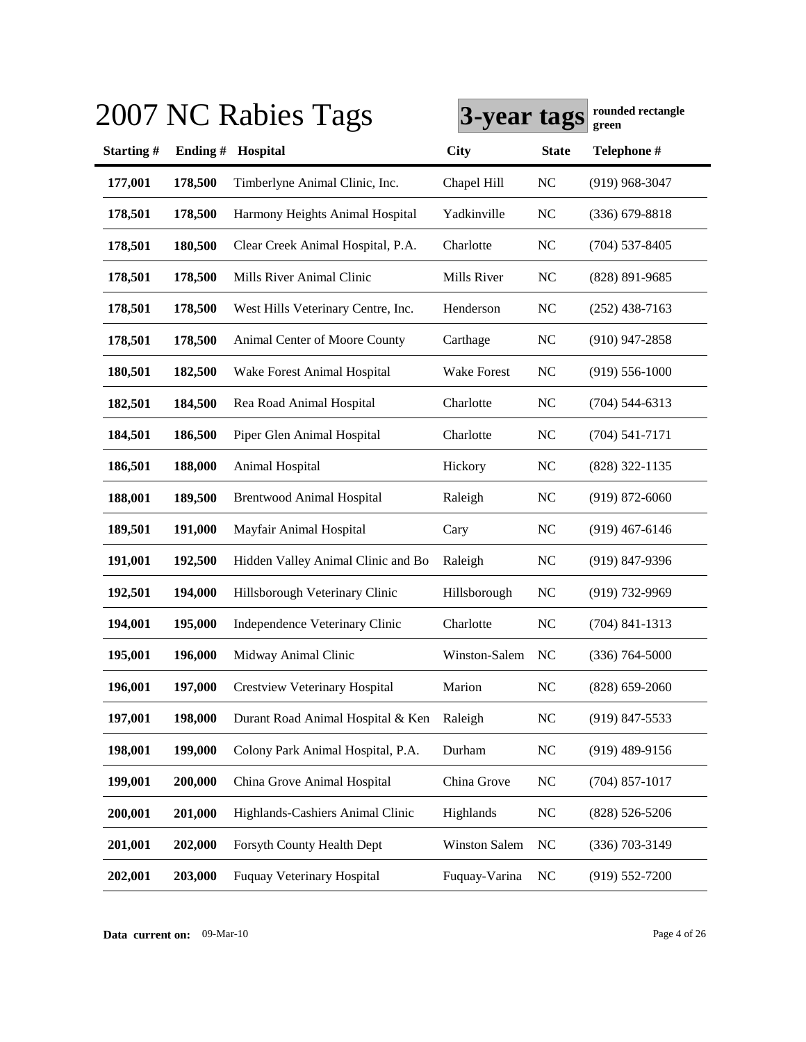# 2007 NC Rabies Tags

**3-year tags** **rounded rectangle green**

| Starting # | Ending # | Hospital | City | State | Telephone # |
|---|---|---|---|---|---|
| 177,001 | 178,500 | Timberlyne Animal Clinic, Inc. | Chapel Hill | NC | (919) 968-3047 |
| 178,501 | 178,500 | Harmony Heights Animal Hospital | Yadkinville | NC | (336) 679-8818 |
| 178,501 | 180,500 | Clear Creek Animal Hospital, P.A. | Charlotte | NC | (704) 537-8405 |
| 178,501 | 178,500 | Mills River Animal Clinic | Mills River | NC | (828) 891-9685 |
| 178,501 | 178,500 | West Hills Veterinary Centre, Inc. | Henderson | NC | (252) 438-7163 |
| 178,501 | 178,500 | Animal Center of Moore County | Carthage | NC | (910) 947-2858 |
| 180,501 | 182,500 | Wake Forest Animal Hospital | Wake Forest | NC | (919) 556-1000 |
| 182,501 | 184,500 | Rea Road Animal Hospital | Charlotte | NC | (704) 544-6313 |
| 184,501 | 186,500 | Piper Glen Animal Hospital | Charlotte | NC | (704) 541-7171 |
| 186,501 | 188,000 | Animal Hospital | Hickory | NC | (828) 322-1135 |
| 188,001 | 189,500 | Brentwood Animal Hospital | Raleigh | NC | (919) 872-6060 |
| 189,501 | 191,000 | Mayfair Animal Hospital | Cary | NC | (919) 467-6146 |
| 191,001 | 192,500 | Hidden Valley Animal Clinic and Bo | Raleigh | NC | (919) 847-9396 |
| 192,501 | 194,000 | Hillsborough Veterinary Clinic | Hillsborough | NC | (919) 732-9969 |
| 194,001 | 195,000 | Independence Veterinary Clinic | Charlotte | NC | (704) 841-1313 |
| 195,001 | 196,000 | Midway Animal Clinic | Winston-Salem | NC | (336) 764-5000 |
| 196,001 | 197,000 | Crestview Veterinary Hospital | Marion | NC | (828) 659-2060 |
| 197,001 | 198,000 | Durant Road Animal Hospital & Ken | Raleigh | NC | (919) 847-5533 |
| 198,001 | 199,000 | Colony Park Animal Hospital, P.A. | Durham | NC | (919) 489-9156 |
| 199,001 | 200,000 | China Grove Animal Hospital | China Grove | NC | (704) 857-1017 |
| 200,001 | 201,000 | Highlands-Cashiers Animal Clinic | Highlands | NC | (828) 526-5206 |
| 201,001 | 202,000 | Forsyth County Health Dept | Winston Salem | NC | (336) 703-3149 |
| 202,001 | 203,000 | Fuquay Veterinary Hospital | Fuquay-Varina | NC | (919) 552-7200 |

**Data current on:** 09-Mar-10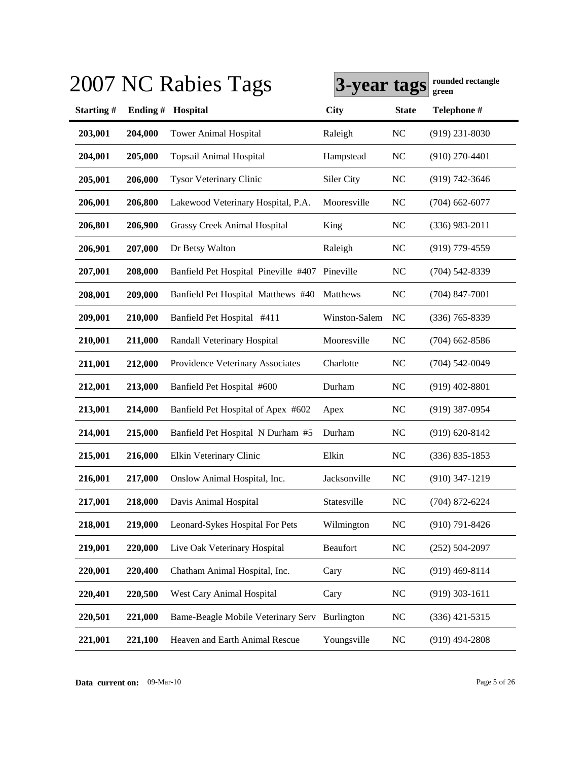# 2007 NC Rabies Tags

**3-year tags** rounded rectangle green

| Starting # | Ending # | Hospital | City | State | Telephone # |
|---|---|---|---|---|---|
| **203,001** | **204,000** | Tower Animal Hospital | Raleigh | NC | (919) 231-8030 |
| **204,001** | **205,000** | Topsail Animal Hospital | Hampstead | NC | (910) 270-4401 |
| **205,001** | **206,000** | Tysor Veterinary Clinic | Siler City | NC | (919) 742-3646 |
| **206,001** | **206,800** | Lakewood Veterinary Hospital, P.A. | Mooresville | NC | (704) 662-6077 |
| **206,801** | **206,900** | Grassy Creek Animal Hospital | King | NC | (336) 983-2011 |
| **206,901** | **207,000** | Dr Betsy Walton | Raleigh | NC | (919) 779-4559 |
| **207,001** | **208,000** | Banfield Pet Hospital Pineville #407 | Pineville | NC | (704) 542-8339 |
| **208,001** | **209,000** | Banfield Pet Hospital Matthews #40 | Matthews | NC | (704) 847-7001 |
| **209,001** | **210,000** | Banfield Pet Hospital #411 | Winston-Salem | NC | (336) 765-8339 |
| **210,001** | **211,000** | Randall Veterinary Hospital | Mooresville | NC | (704) 662-8586 |
| **211,001** | **212,000** | Providence Veterinary Associates | Charlotte | NC | (704) 542-0049 |
| **212,001** | **213,000** | Banfield Pet Hospital #600 | Durham | NC | (919) 402-8801 |
| **213,001** | **214,000** | Banfield Pet Hospital of Apex #602 | Apex | NC | (919) 387-0954 |
| **214,001** | **215,000** | Banfield Pet Hospital N Durham #5 | Durham | NC | (919) 620-8142 |
| **215,001** | **216,000** | Elkin Veterinary Clinic | Elkin | NC | (336) 835-1853 |
| **216,001** | **217,000** | Onslow Animal Hospital, Inc. | Jacksonville | NC | (910) 347-1219 |
| **217,001** | **218,000** | Davis Animal Hospital | Statesville | NC | (704) 872-6224 |
| **218,001** | **219,000** | Leonard-Sykes Hospital For Pets | Wilmington | NC | (910) 791-8426 |
| **219,001** | **220,000** | Live Oak Veterinary Hospital | Beaufort | NC | (252) 504-2097 |
| **220,001** | **220,400** | Chatham Animal Hospital, Inc. | Cary | NC | (919) 469-8114 |
| **220,401** | **220,500** | West Cary Animal Hospital | Cary | NC | (919) 303-1611 |
| **220,501** | **221,000** | Bame-Beagle Mobile Veterinary Serv | Burlington | NC | (336) 421-5315 |
| **221,001** | **221,100** | Heaven and Earth Animal Rescue | Youngsville | NC | (919) 494-2808 |

**Data current on:** 09-Mar-10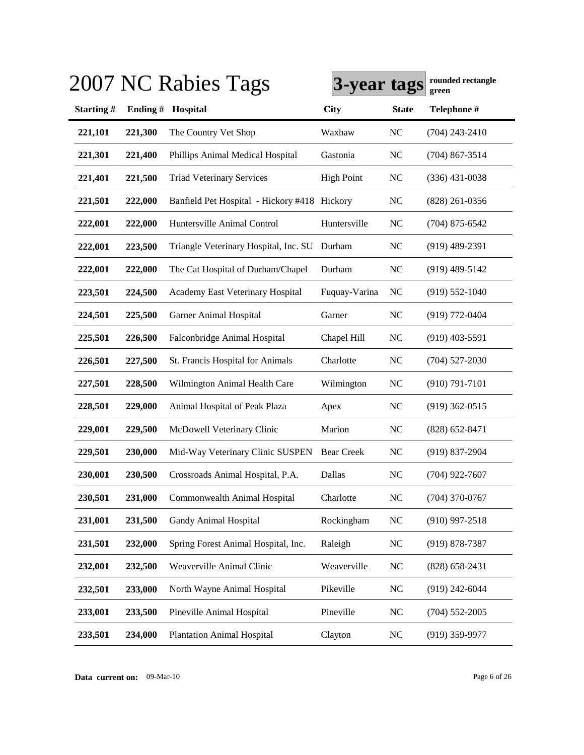# 2007 NC Rabies Tags

**3-year tags** **rounded rectangle green**

| Starting # | Ending # | Hospital | City | State | Telephone # |
|---|---|---|---|---|---|
| 221,101 | 221,300 | The Country Vet Shop | Waxhaw | NC | (704) 243-2410 |
| 221,301 | 221,400 | Phillips Animal Medical Hospital | Gastonia | NC | (704) 867-3514 |
| 221,401 | 221,500 | Triad Veterinary Services | High Point | NC | (336) 431-0038 |
| 221,501 | 222,000 | Banfield Pet Hospital - Hickory #418 | Hickory | NC | (828) 261-0356 |
| 222,001 | 222,000 | Huntersville Animal Control | Huntersville | NC | (704) 875-6542 |
| 222,001 | 223,500 | Triangle Veterinary Hospital, Inc. SU | Durham | NC | (919) 489-2391 |
| 222,001 | 222,000 | The Cat Hospital of Durham/Chapel | Durham | NC | (919) 489-5142 |
| 223,501 | 224,500 | Academy East Veterinary Hospital | Fuquay-Varina | NC | (919) 552-1040 |
| 224,501 | 225,500 | Garner Animal Hospital | Garner | NC | (919) 772-0404 |
| 225,501 | 226,500 | Falconbridge Animal Hospital | Chapel Hill | NC | (919) 403-5591 |
| 226,501 | 227,500 | St. Francis Hospital for Animals | Charlotte | NC | (704) 527-2030 |
| 227,501 | 228,500 | Wilmington Animal Health Care | Wilmington | NC | (910) 791-7101 |
| 228,501 | 229,000 | Animal Hospital of Peak Plaza | Apex | NC | (919) 362-0515 |
| 229,001 | 229,500 | McDowell Veterinary Clinic | Marion | NC | (828) 652-8471 |
| 229,501 | 230,000 | Mid-Way Veterinary Clinic SUSPEN | Bear Creek | NC | (919) 837-2904 |
| 230,001 | 230,500 | Crossroads Animal Hospital, P.A. | Dallas | NC | (704) 922-7607 |
| 230,501 | 231,000 | Commonwealth Animal Hospital | Charlotte | NC | (704) 370-0767 |
| 231,001 | 231,500 | Gandy Animal Hospital | Rockingham | NC | (910) 997-2518 |
| 231,501 | 232,000 | Spring Forest Animal Hospital, Inc. | Raleigh | NC | (919) 878-7387 |
| 232,001 | 232,500 | Weaverville Animal Clinic | Weaverville | NC | (828) 658-2431 |
| 232,501 | 233,000 | North Wayne Animal Hospital | Pikeville | NC | (919) 242-6044 |
| 233,001 | 233,500 | Pineville Animal Hospital | Pineville | NC | (704) 552-2005 |
| 233,501 | 234,000 | Plantation Animal Hospital | Clayton | NC | (919) 359-9977 |

**Data current on:** 09-Mar-10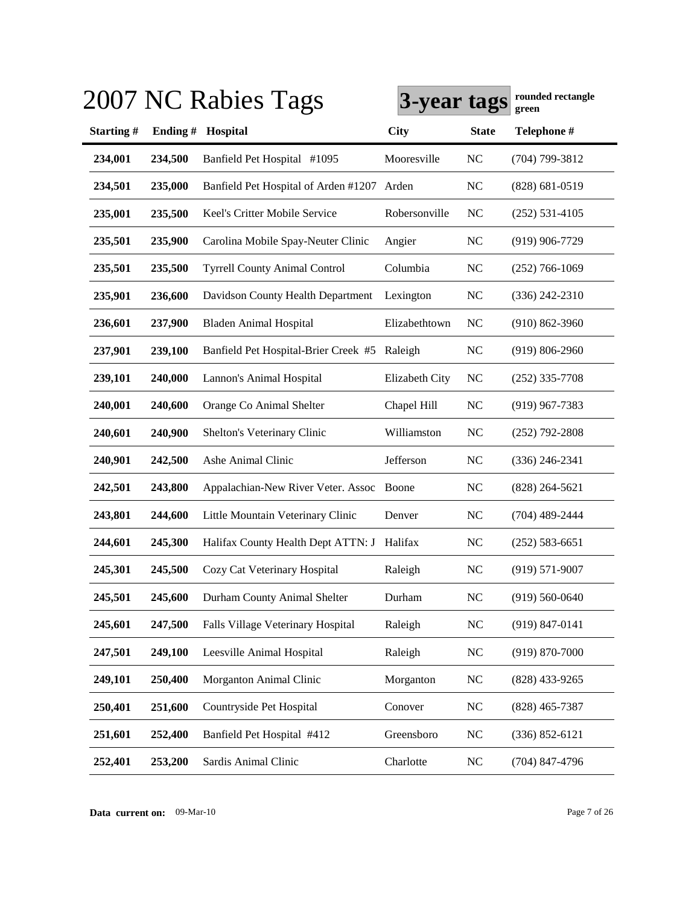# 2007 NC Rabies Tags

**3-year tags** **rounded rectangle green**

| Starting # | Ending # | Hospital | City | State | Telephone # |
|---|---|---|---|---|---|
| 234,001 | 234,500 | Banfield Pet Hospital #1095 | Mooresville | NC | (704) 799-3812 |
| 234,501 | 235,000 | Banfield Pet Hospital of Arden #1207 | Arden | NC | (828) 681-0519 |
| 235,001 | 235,500 | Keel's Critter Mobile Service | Robersonville | NC | (252) 531-4105 |
| 235,501 | 235,900 | Carolina Mobile Spay-Neuter Clinic | Angier | NC | (919) 906-7729 |
| 235,501 | 235,500 | Tyrrell County Animal Control | Columbia | NC | (252) 766-1069 |
| 235,901 | 236,600 | Davidson County Health Department | Lexington | NC | (336) 242-2310 |
| 236,601 | 237,900 | Bladen Animal Hospital | Elizabethtown | NC | (910) 862-3960 |
| 237,901 | 239,100 | Banfield Pet Hospital-Brier Creek #5 | Raleigh | NC | (919) 806-2960 |
| 239,101 | 240,000 | Lannon's Animal Hospital | Elizabeth City | NC | (252) 335-7708 |
| 240,001 | 240,600 | Orange Co Animal Shelter | Chapel Hill | NC | (919) 967-7383 |
| 240,601 | 240,900 | Shelton's Veterinary Clinic | Williamston | NC | (252) 792-2808 |
| 240,901 | 242,500 | Ashe Animal Clinic | Jefferson | NC | (336) 246-2341 |
| 242,501 | 243,800 | Appalachian-New River Veter. Assoc | Boone | NC | (828) 264-5621 |
| 243,801 | 244,600 | Little Mountain Veterinary Clinic | Denver | NC | (704) 489-2444 |
| 244,601 | 245,300 | Halifax County Health Dept ATTN: J | Halifax | NC | (252) 583-6651 |
| 245,301 | 245,500 | Cozy Cat Veterinary Hospital | Raleigh | NC | (919) 571-9007 |
| 245,501 | 245,600 | Durham County Animal Shelter | Durham | NC | (919) 560-0640 |
| 245,601 | 247,500 | Falls Village Veterinary Hospital | Raleigh | NC | (919) 847-0141 |
| 247,501 | 249,100 | Leesville Animal Hospital | Raleigh | NC | (919) 870-7000 |
| 249,101 | 250,400 | Morganton Animal Clinic | Morganton | NC | (828) 433-9265 |
| 250,401 | 251,600 | Countryside Pet Hospital | Conover | NC | (828) 465-7387 |
| 251,601 | 252,400 | Banfield Pet Hospital #412 | Greensboro | NC | (336) 852-6121 |
| 252,401 | 253,200 | Sardis Animal Clinic | Charlotte | NC | (704) 847-4796 |

**Data current on:** 09-Mar-10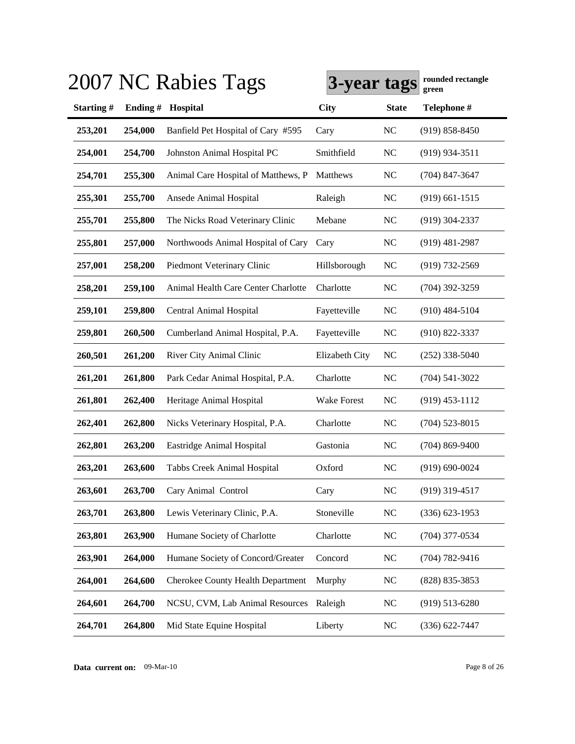# 2007 NC Rabies Tags

**3-year tags** rounded rectangle green

| Starting # | Ending # | Hospital | City | State | Telephone # |
|---|---|---|---|---|---|
| 253,201 | 254,000 | Banfield Pet Hospital of Cary #595 | Cary | NC | (919) 858-8450 |
| 254,001 | 254,700 | Johnston Animal Hospital PC | Smithfield | NC | (919) 934-3511 |
| 254,701 | 255,300 | Animal Care Hospital of Matthews, P | Matthews | NC | (704) 847-3647 |
| 255,301 | 255,700 | Ansede Animal Hospital | Raleigh | NC | (919) 661-1515 |
| 255,701 | 255,800 | The Nicks Road Veterinary Clinic | Mebane | NC | (919) 304-2337 |
| 255,801 | 257,000 | Northwoods Animal Hospital of Cary | Cary | NC | (919) 481-2987 |
| 257,001 | 258,200 | Piedmont Veterinary Clinic | Hillsborough | NC | (919) 732-2569 |
| 258,201 | 259,100 | Animal Health Care Center Charlotte | Charlotte | NC | (704) 392-3259 |
| 259,101 | 259,800 | Central Animal Hospital | Fayetteville | NC | (910) 484-5104 |
| 259,801 | 260,500 | Cumberland Animal Hospital, P.A. | Fayetteville | NC | (910) 822-3337 |
| 260,501 | 261,200 | River City Animal Clinic | Elizabeth City | NC | (252) 338-5040 |
| 261,201 | 261,800 | Park Cedar Animal Hospital, P.A. | Charlotte | NC | (704) 541-3022 |
| 261,801 | 262,400 | Heritage Animal Hospital | Wake Forest | NC | (919) 453-1112 |
| 262,401 | 262,800 | Nicks Veterinary Hospital, P.A. | Charlotte | NC | (704) 523-8015 |
| 262,801 | 263,200 | Eastridge Animal Hospital | Gastonia | NC | (704) 869-9400 |
| 263,201 | 263,600 | Tabbs Creek Animal Hospital | Oxford | NC | (919) 690-0024 |
| 263,601 | 263,700 | Cary Animal Control | Cary | NC | (919) 319-4517 |
| 263,701 | 263,800 | Lewis Veterinary Clinic, P.A. | Stoneville | NC | (336) 623-1953 |
| 263,801 | 263,900 | Humane Society of Charlotte | Charlotte | NC | (704) 377-0534 |
| 263,901 | 264,000 | Humane Society of Concord/Greater | Concord | NC | (704) 782-9416 |
| 264,001 | 264,600 | Cherokee County Health Department | Murphy | NC | (828) 835-3853 |
| 264,601 | 264,700 | NCSU, CVM, Lab Animal Resources | Raleigh | NC | (919) 513-6280 |
| 264,701 | 264,800 | Mid State Equine Hospital | Liberty | NC | (336) 622-7447 |

**Data current on:** 09-Mar-10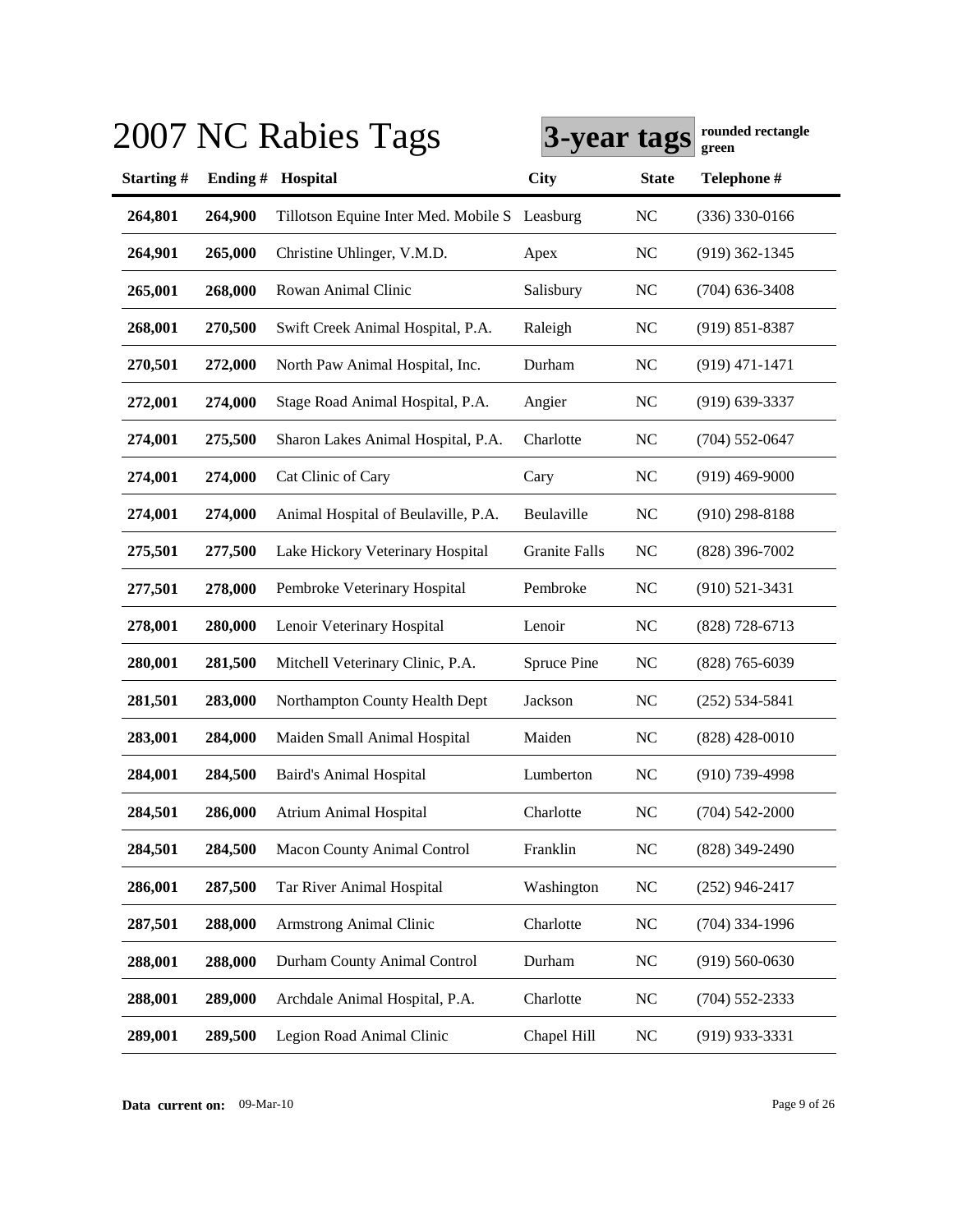# 2007 NC Rabies Tags

**3-year tags** **rounded rectangle green**

| Starting # | Ending # | Hospital | City | State | Telephone # |
|---|---|---|---|---|---|
| 264,801 | 264,900 | Tillotson Equine Inter Med. Mobile S | Leasburg | NC | (336) 330-0166 |
| 264,901 | 265,000 | Christine Uhlinger, V.M.D. | Apex | NC | (919) 362-1345 |
| 265,001 | 268,000 | Rowan Animal Clinic | Salisbury | NC | (704) 636-3408 |
| 268,001 | 270,500 | Swift Creek Animal Hospital, P.A. | Raleigh | NC | (919) 851-8387 |
| 270,501 | 272,000 | North Paw Animal Hospital, Inc. | Durham | NC | (919) 471-1471 |
| 272,001 | 274,000 | Stage Road Animal Hospital, P.A. | Angier | NC | (919) 639-3337 |
| 274,001 | 275,500 | Sharon Lakes Animal Hospital, P.A. | Charlotte | NC | (704) 552-0647 |
| 274,001 | 274,000 | Cat Clinic of Cary | Cary | NC | (919) 469-9000 |
| 274,001 | 274,000 | Animal Hospital of Beulaville, P.A. | Beulaville | NC | (910) 298-8188 |
| 275,501 | 277,500 | Lake Hickory Veterinary Hospital | Granite Falls | NC | (828) 396-7002 |
| 277,501 | 278,000 | Pembroke Veterinary Hospital | Pembroke | NC | (910) 521-3431 |
| 278,001 | 280,000 | Lenoir Veterinary Hospital | Lenoir | NC | (828) 728-6713 |
| 280,001 | 281,500 | Mitchell Veterinary Clinic, P.A. | Spruce Pine | NC | (828) 765-6039 |
| 281,501 | 283,000 | Northampton County Health Dept | Jackson | NC | (252) 534-5841 |
| 283,001 | 284,000 | Maiden Small Animal Hospital | Maiden | NC | (828) 428-0010 |
| 284,001 | 284,500 | Baird's Animal Hospital | Lumberton | NC | (910) 739-4998 |
| 284,501 | 286,000 | Atrium Animal Hospital | Charlotte | NC | (704) 542-2000 |
| 284,501 | 284,500 | Macon County Animal Control | Franklin | NC | (828) 349-2490 |
| 286,001 | 287,500 | Tar River Animal Hospital | Washington | NC | (252) 946-2417 |
| 287,501 | 288,000 | Armstrong Animal Clinic | Charlotte | NC | (704) 334-1996 |
| 288,001 | 288,000 | Durham County Animal Control | Durham | NC | (919) 560-0630 |
| 288,001 | 289,000 | Archdale Animal Hospital, P.A. | Charlotte | NC | (704) 552-2333 |
| 289,001 | 289,500 | Legion Road Animal Clinic | Chapel Hill | NC | (919) 933-3331 |

**Data current on:** 09-Mar-10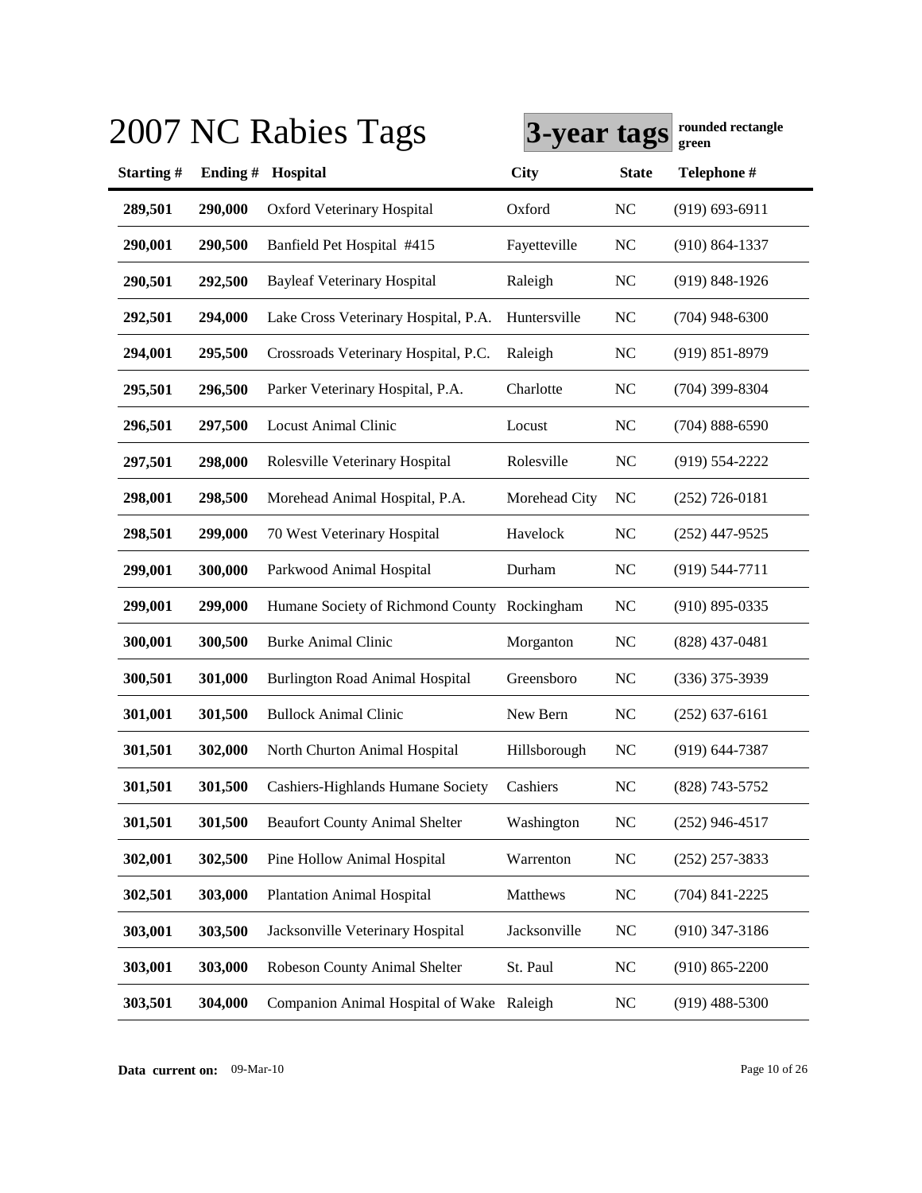# 2007 NC Rabies Tags

**3-year tags** **rounded rectangle green**

| Starting # | Ending # | Hospital | City | State | Telephone # |
|---|---|---|---|---|---|
| **289,501** | **290,000** | Oxford Veterinary Hospital | Oxford | NC | (919) 693-6911 |
| **290,001** | **290,500** | Banfield Pet Hospital #415 | Fayetteville | NC | (910) 864-1337 |
| **290,501** | **292,500** | Bayleaf Veterinary Hospital | Raleigh | NC | (919) 848-1926 |
| **292,501** | **294,000** | Lake Cross Veterinary Hospital, P.A. | Huntersville | NC | (704) 948-6300 |
| **294,001** | **295,500** | Crossroads Veterinary Hospital, P.C. | Raleigh | NC | (919) 851-8979 |
| **295,501** | **296,500** | Parker Veterinary Hospital, P.A. | Charlotte | NC | (704) 399-8304 |
| **296,501** | **297,500** | Locust Animal Clinic | Locust | NC | (704) 888-6590 |
| **297,501** | **298,000** | Rolesville Veterinary Hospital | Rolesville | NC | (919) 554-2222 |
| **298,001** | **298,500** | Morehead Animal Hospital, P.A. | Morehead City | NC | (252) 726-0181 |
| **298,501** | **299,000** | 70 West Veterinary Hospital | Havelock | NC | (252) 447-9525 |
| **299,001** | **300,000** | Parkwood Animal Hospital | Durham | NC | (919) 544-7711 |
| **299,001** | **299,000** | Humane Society of Richmond County | Rockingham | NC | (910) 895-0335 |
| **300,001** | **300,500** | Burke Animal Clinic | Morganton | NC | (828) 437-0481 |
| **300,501** | **301,000** | Burlington Road Animal Hospital | Greensboro | NC | (336) 375-3939 |
| **301,001** | **301,500** | Bullock Animal Clinic | New Bern | NC | (252) 637-6161 |
| **301,501** | **302,000** | North Churton Animal Hospital | Hillsborough | NC | (919) 644-7387 |
| **301,501** | **301,500** | Cashiers-Highlands Humane Society | Cashiers | NC | (828) 743-5752 |
| **301,501** | **301,500** | Beaufort County Animal Shelter | Washington | NC | (252) 946-4517 |
| **302,001** | **302,500** | Pine Hollow Animal Hospital | Warrenton | NC | (252) 257-3833 |
| **302,501** | **303,000** | Plantation Animal Hospital | Matthews | NC | (704) 841-2225 |
| **303,001** | **303,500** | Jacksonville Veterinary Hospital | Jacksonville | NC | (910) 347-3186 |
| **303,001** | **303,000** | Robeson County Animal Shelter | St. Paul | NC | (910) 865-2200 |
| **303,501** | **304,000** | Companion Animal Hospital of Wake | Raleigh | NC | (919) 488-5300 |

**Data current on:** 09-Mar-10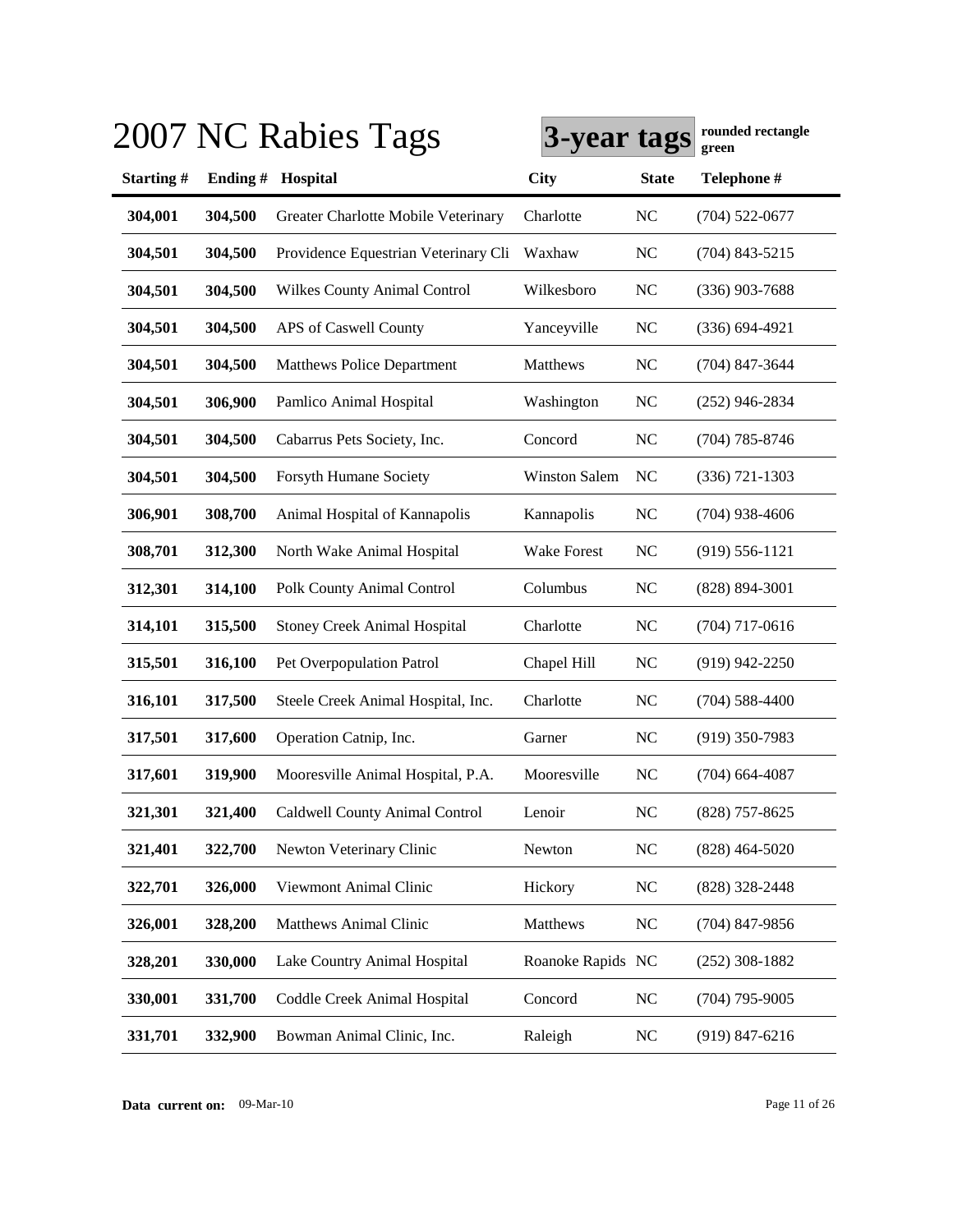# 2007 NC Rabies Tags

**3-year tags** **rounded rectangle green**

| Starting # | Ending # | Hospital | City | State | Telephone # |
|---|---|---|---|---|---|
| 304,001 | 304,500 | Greater Charlotte Mobile Veterinary | Charlotte | NC | (704) 522-0677 |
| 304,501 | 304,500 | Providence Equestrian Veterinary Cli | Waxhaw | NC | (704) 843-5215 |
| 304,501 | 304,500 | Wilkes County Animal Control | Wilkesboro | NC | (336) 903-7688 |
| 304,501 | 304,500 | APS of Caswell County | Yanceyville | NC | (336) 694-4921 |
| 304,501 | 304,500 | Matthews Police Department | Matthews | NC | (704) 847-3644 |
| 304,501 | 306,900 | Pamlico Animal Hospital | Washington | NC | (252) 946-2834 |
| 304,501 | 304,500 | Cabarrus Pets Society, Inc. | Concord | NC | (704) 785-8746 |
| 304,501 | 304,500 | Forsyth Humane Society | Winston Salem | NC | (336) 721-1303 |
| 306,901 | 308,700 | Animal Hospital of Kannapolis | Kannapolis | NC | (704) 938-4606 |
| 308,701 | 312,300 | North Wake Animal Hospital | Wake Forest | NC | (919) 556-1121 |
| 312,301 | 314,100 | Polk County Animal Control | Columbus | NC | (828) 894-3001 |
| 314,101 | 315,500 | Stoney Creek Animal Hospital | Charlotte | NC | (704) 717-0616 |
| 315,501 | 316,100 | Pet Overpopulation Patrol | Chapel Hill | NC | (919) 942-2250 |
| 316,101 | 317,500 | Steele Creek Animal Hospital, Inc. | Charlotte | NC | (704) 588-4400 |
| 317,501 | 317,600 | Operation Catnip, Inc. | Garner | NC | (919) 350-7983 |
| 317,601 | 319,900 | Mooresville Animal Hospital, P.A. | Mooresville | NC | (704) 664-4087 |
| 321,301 | 321,400 | Caldwell County Animal Control | Lenoir | NC | (828) 757-8625 |
| 321,401 | 322,700 | Newton Veterinary Clinic | Newton | NC | (828) 464-5020 |
| 322,701 | 326,000 | Viewmont Animal Clinic | Hickory | NC | (828) 328-2448 |
| 326,001 | 328,200 | Matthews Animal Clinic | Matthews | NC | (704) 847-9856 |
| 328,201 | 330,000 | Lake Country Animal Hospital | Roanoke Rapids | NC | (252) 308-1882 |
| 330,001 | 331,700 | Coddle Creek Animal Hospital | Concord | NC | (704) 795-9005 |
| 331,701 | 332,900 | Bowman Animal Clinic, Inc. | Raleigh | NC | (919) 847-6216 |

**Data current on:** 09-Mar-10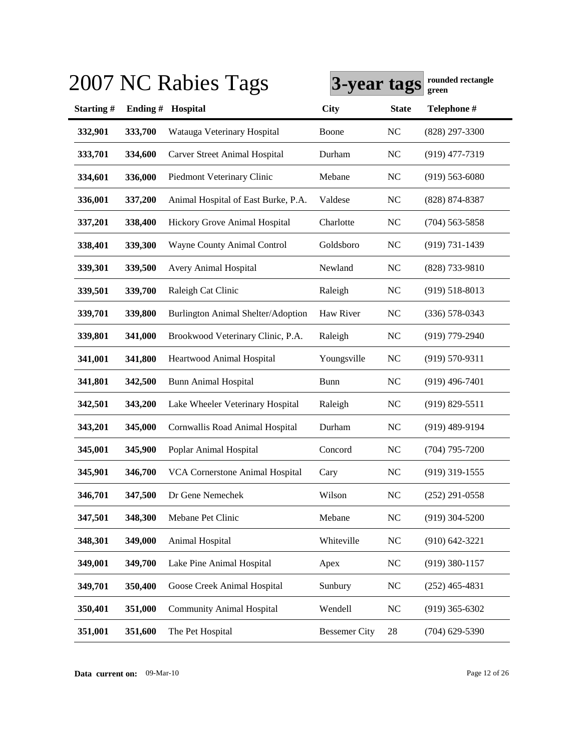# 2007 NC Rabies Tags

**3-year tags** rounded rectangle green

| Starting # | Ending # | Hospital | City | State | Telephone # |
|---|---|---|---|---|---|
| 332,901 | 333,700 | Watauga Veterinary Hospital | Boone | NC | (828) 297-3300 |
| 333,701 | 334,600 | Carver Street Animal Hospital | Durham | NC | (919) 477-7319 |
| 334,601 | 336,000 | Piedmont Veterinary Clinic | Mebane | NC | (919) 563-6080 |
| 336,001 | 337,200 | Animal Hospital of East Burke, P.A. | Valdese | NC | (828) 874-8387 |
| 337,201 | 338,400 | Hickory Grove Animal Hospital | Charlotte | NC | (704) 563-5858 |
| 338,401 | 339,300 | Wayne County Animal Control | Goldsboro | NC | (919) 731-1439 |
| 339,301 | 339,500 | Avery Animal Hospital | Newland | NC | (828) 733-9810 |
| 339,501 | 339,700 | Raleigh Cat Clinic | Raleigh | NC | (919) 518-8013 |
| 339,701 | 339,800 | Burlington Animal Shelter/Adoption | Haw River | NC | (336) 578-0343 |
| 339,801 | 341,000 | Brookwood Veterinary Clinic, P.A. | Raleigh | NC | (919) 779-2940 |
| 341,001 | 341,800 | Heartwood Animal Hospital | Youngsville | NC | (919) 570-9311 |
| 341,801 | 342,500 | Bunn Animal Hospital | Bunn | NC | (919) 496-7401 |
| 342,501 | 343,200 | Lake Wheeler Veterinary Hospital | Raleigh | NC | (919) 829-5511 |
| 343,201 | 345,000 | Cornwallis Road Animal Hospital | Durham | NC | (919) 489-9194 |
| 345,001 | 345,900 | Poplar Animal Hospital | Concord | NC | (704) 795-7200 |
| 345,901 | 346,700 | VCA Cornerstone Animal Hospital | Cary | NC | (919) 319-1555 |
| 346,701 | 347,500 | Dr Gene Nemechek | Wilson | NC | (252) 291-0558 |
| 347,501 | 348,300 | Mebane Pet Clinic | Mebane | NC | (919) 304-5200 |
| 348,301 | 349,000 | Animal Hospital | Whiteville | NC | (910) 642-3221 |
| 349,001 | 349,700 | Lake Pine Animal Hospital | Apex | NC | (919) 380-1157 |
| 349,701 | 350,400 | Goose Creek Animal Hospital | Sunbury | NC | (252) 465-4831 |
| 350,401 | 351,000 | Community Animal Hospital | Wendell | NC | (919) 365-6302 |
| 351,001 | 351,600 | The Pet Hospital | Bessemer City | 28 | (704) 629-5390 |

**Data current on:** 09-Mar-10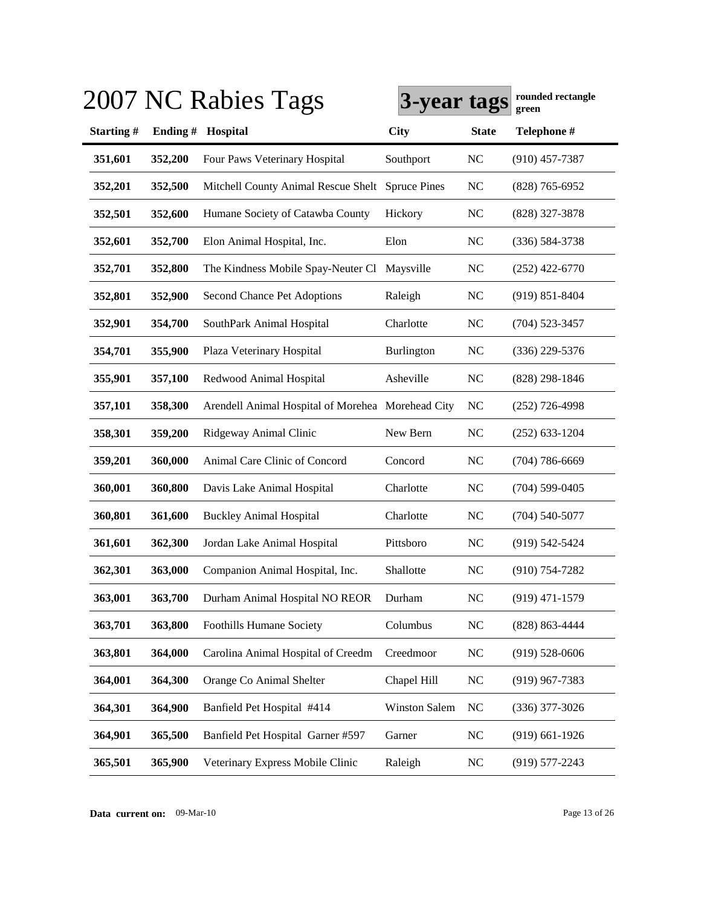# 2007 NC Rabies Tags

**3-year tags** **rounded rectangle green**

| Starting # | Ending # | Hospital | City | State | Telephone # |
|---|---|---|---|---|---|
| **351,601** | **352,200** | Four Paws Veterinary Hospital | Southport | NC | (910) 457-7387 |
| **352,201** | **352,500** | Mitchell County Animal Rescue Shelt | Spruce Pines | NC | (828) 765-6952 |
| **352,501** | **352,600** | Humane Society of Catawba County | Hickory | NC | (828) 327-3878 |
| **352,601** | **352,700** | Elon Animal Hospital, Inc. | Elon | NC | (336) 584-3738 |
| **352,701** | **352,800** | The Kindness Mobile Spay-Neuter Cl | Maysville | NC | (252) 422-6770 |
| **352,801** | **352,900** | Second Chance Pet Adoptions | Raleigh | NC | (919) 851-8404 |
| **352,901** | **354,700** | SouthPark Animal Hospital | Charlotte | NC | (704) 523-3457 |
| **354,701** | **355,900** | Plaza Veterinary Hospital | Burlington | NC | (336) 229-5376 |
| **355,901** | **357,100** | Redwood Animal Hospital | Asheville | NC | (828) 298-1846 |
| **357,101** | **358,300** | Arendell Animal Hospital of Morehea | Morehead City | NC | (252) 726-4998 |
| **358,301** | **359,200** | Ridgeway Animal Clinic | New Bern | NC | (252) 633-1204 |
| **359,201** | **360,000** | Animal Care Clinic of Concord | Concord | NC | (704) 786-6669 |
| **360,001** | **360,800** | Davis Lake Animal Hospital | Charlotte | NC | (704) 599-0405 |
| **360,801** | **361,600** | Buckley Animal Hospital | Charlotte | NC | (704) 540-5077 |
| **361,601** | **362,300** | Jordan Lake Animal Hospital | Pittsboro | NC | (919) 542-5424 |
| **362,301** | **363,000** | Companion Animal Hospital, Inc. | Shallotte | NC | (910) 754-7282 |
| **363,001** | **363,700** | Durham Animal Hospital NO REOR | Durham | NC | (919) 471-1579 |
| **363,701** | **363,800** | Foothills Humane Society | Columbus | NC | (828) 863-4444 |
| **363,801** | **364,000** | Carolina Animal Hospital of Creedm | Creedmoor | NC | (919) 528-0606 |
| **364,001** | **364,300** | Orange Co Animal Shelter | Chapel Hill | NC | (919) 967-7383 |
| **364,301** | **364,900** | Banfield Pet Hospital #414 | Winston Salem | NC | (336) 377-3026 |
| **364,901** | **365,500** | Banfield Pet Hospital Garner #597 | Garner | NC | (919) 661-1926 |
| **365,501** | **365,900** | Veterinary Express Mobile Clinic | Raleigh | NC | (919) 577-2243 |

**Data current on:** 09-Mar-10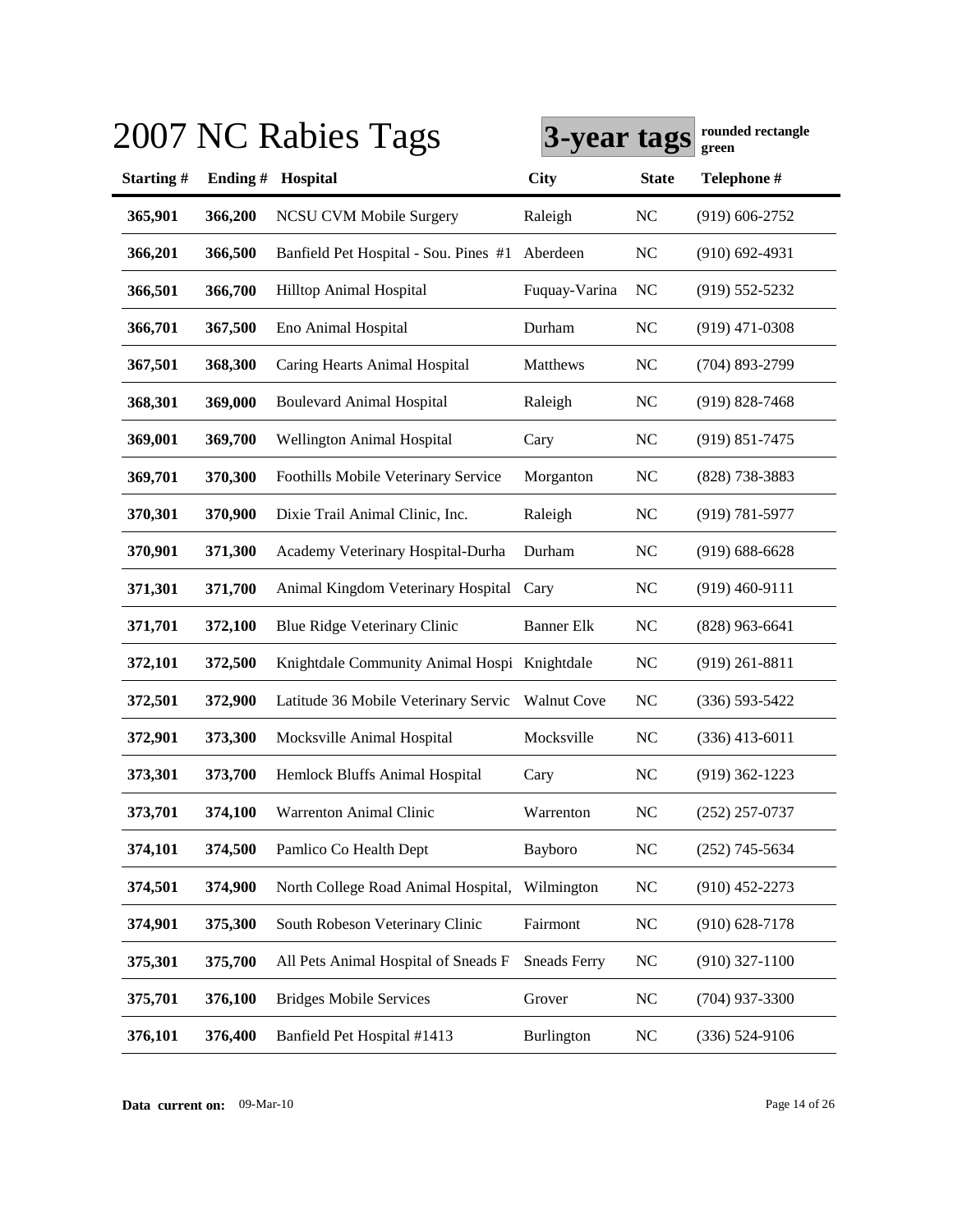# 2007 NC Rabies Tags

**3-year tags** **rounded rectangle green**

| Starting # | Ending # | Hospital | City | State | Telephone # |
|---|---|---|---|---|---|
| **365,901** | **366,200** | NCSU CVM Mobile Surgery | Raleigh | NC | (919) 606-2752 |
| **366,201** | **366,500** | Banfield Pet Hospital - Sou. Pines #1 | Aberdeen | NC | (910) 692-4931 |
| **366,501** | **366,700** | Hilltop Animal Hospital | Fuquay-Varina | NC | (919) 552-5232 |
| **366,701** | **367,500** | Eno Animal Hospital | Durham | NC | (919) 471-0308 |
| **367,501** | **368,300** | Caring Hearts Animal Hospital | Matthews | NC | (704) 893-2799 |
| **368,301** | **369,000** | Boulevard Animal Hospital | Raleigh | NC | (919) 828-7468 |
| **369,001** | **369,700** | Wellington Animal Hospital | Cary | NC | (919) 851-7475 |
| **369,701** | **370,300** | Foothills Mobile Veterinary Service | Morganton | NC | (828) 738-3883 |
| **370,301** | **370,900** | Dixie Trail Animal Clinic, Inc. | Raleigh | NC | (919) 781-5977 |
| **370,901** | **371,300** | Academy Veterinary Hospital-Durha | Durham | NC | (919) 688-6628 |
| **371,301** | **371,700** | Animal Kingdom Veterinary Hospital | Cary | NC | (919) 460-9111 |
| **371,701** | **372,100** | Blue Ridge Veterinary Clinic | Banner Elk | NC | (828) 963-6641 |
| **372,101** | **372,500** | Knightdale Community Animal Hospi | Knightdale | NC | (919) 261-8811 |
| **372,501** | **372,900** | Latitude 36 Mobile Veterinary Servic | Walnut Cove | NC | (336) 593-5422 |
| **372,901** | **373,300** | Mocksville Animal Hospital | Mocksville | NC | (336) 413-6011 |
| **373,301** | **373,700** | Hemlock Bluffs Animal Hospital | Cary | NC | (919) 362-1223 |
| **373,701** | **374,100** | Warrenton Animal Clinic | Warrenton | NC | (252) 257-0737 |
| **374,101** | **374,500** | Pamlico Co Health Dept | Bayboro | NC | (252) 745-5634 |
| **374,501** | **374,900** | North College Road Animal Hospital, | Wilmington | NC | (910) 452-2273 |
| **374,901** | **375,300** | South Robeson Veterinary Clinic | Fairmont | NC | (910) 628-7178 |
| **375,301** | **375,700** | All Pets Animal Hospital of Sneads F | Sneads Ferry | NC | (910) 327-1100 |
| **375,701** | **376,100** | Bridges Mobile Services | Grover | NC | (704) 937-3300 |
| **376,101** | **376,400** | Banfield Pet Hospital #1413 | Burlington | NC | (336) 524-9106 |

**Data current on:** 09-Mar-10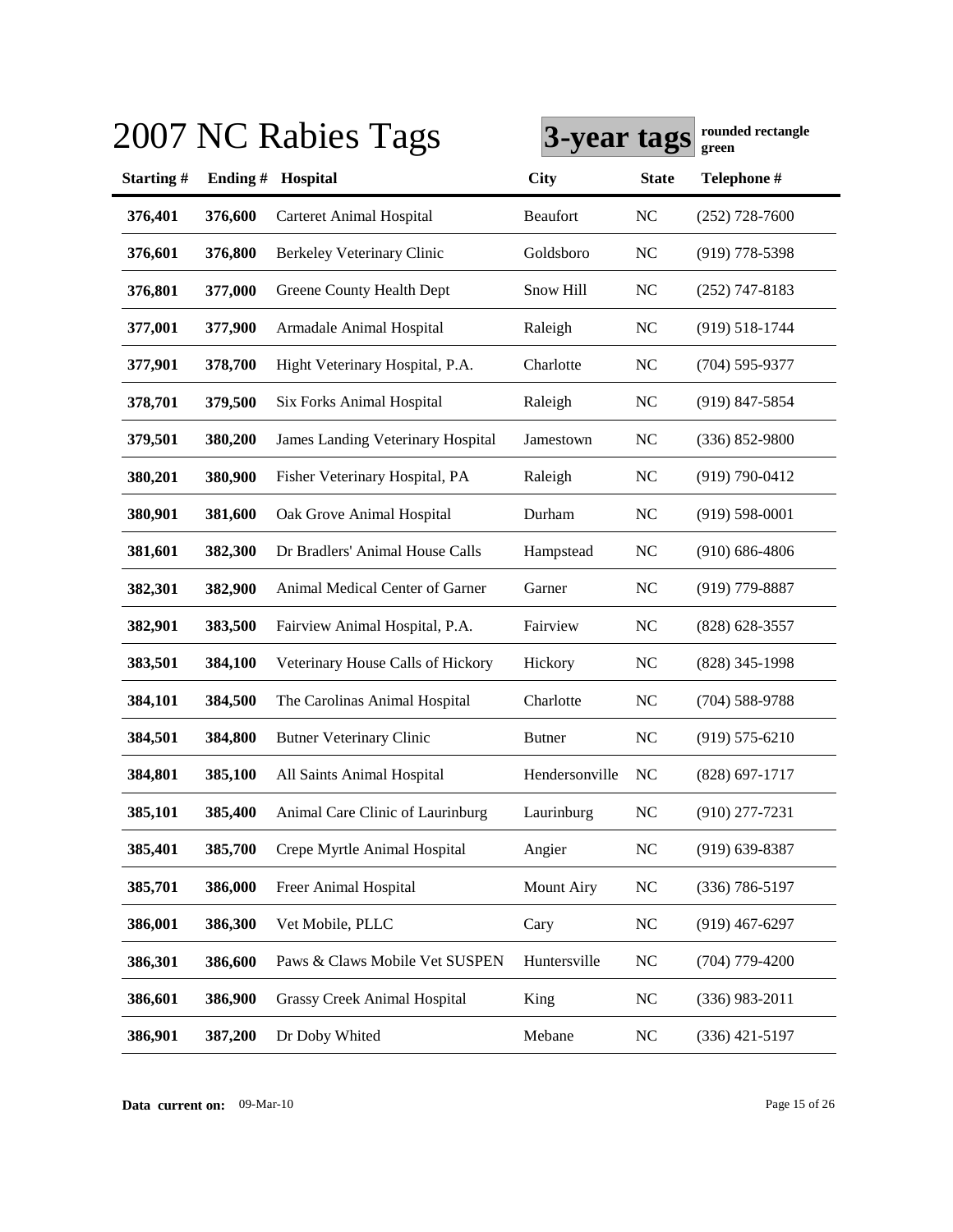# 2007 NC Rabies Tags

**3-year tags** **rounded rectangle green**

| Starting # | Ending # | Hospital | City | State | Telephone # |
|---|---|---|---|---|---|
| **376,401** | **376,600** | Carteret Animal Hospital | Beaufort | NC | (252) 728-7600 |
| **376,601** | **376,800** | Berkeley Veterinary Clinic | Goldsboro | NC | (919) 778-5398 |
| **376,801** | **377,000** | Greene County Health Dept | Snow Hill | NC | (252) 747-8183 |
| **377,001** | **377,900** | Armadale Animal Hospital | Raleigh | NC | (919) 518-1744 |
| **377,901** | **378,700** | Hight Veterinary Hospital, P.A. | Charlotte | NC | (704) 595-9377 |
| **378,701** | **379,500** | Six Forks Animal Hospital | Raleigh | NC | (919) 847-5854 |
| **379,501** | **380,200** | James Landing Veterinary Hospital | Jamestown | NC | (336) 852-9800 |
| **380,201** | **380,900** | Fisher Veterinary Hospital, PA | Raleigh | NC | (919) 790-0412 |
| **380,901** | **381,600** | Oak Grove Animal Hospital | Durham | NC | (919) 598-0001 |
| **381,601** | **382,300** | Dr Bradlers' Animal House Calls | Hampstead | NC | (910) 686-4806 |
| **382,301** | **382,900** | Animal Medical Center of Garner | Garner | NC | (919) 779-8887 |
| **382,901** | **383,500** | Fairview Animal Hospital, P.A. | Fairview | NC | (828) 628-3557 |
| **383,501** | **384,100** | Veterinary House Calls of Hickory | Hickory | NC | (828) 345-1998 |
| **384,101** | **384,500** | The Carolinas Animal Hospital | Charlotte | NC | (704) 588-9788 |
| **384,501** | **384,800** | Butner Veterinary Clinic | Butner | NC | (919) 575-6210 |
| **384,801** | **385,100** | All Saints Animal Hospital | Hendersonville | NC | (828) 697-1717 |
| **385,101** | **385,400** | Animal Care Clinic of Laurinburg | Laurinburg | NC | (910) 277-7231 |
| **385,401** | **385,700** | Crepe Myrtle Animal Hospital | Angier | NC | (919) 639-8387 |
| **385,701** | **386,000** | Freer Animal Hospital | Mount Airy | NC | (336) 786-5197 |
| **386,001** | **386,300** | Vet Mobile, PLLC | Cary | NC | (919) 467-6297 |
| **386,301** | **386,600** | Paws & Claws Mobile Vet SUSPEN | Huntersville | NC | (704) 779-4200 |
| **386,601** | **386,900** | Grassy Creek Animal Hospital | King | NC | (336) 983-2011 |
| **386,901** | **387,200** | Dr Doby Whited | Mebane | NC | (336) 421-5197 |

**Data current on:** 09-Mar-10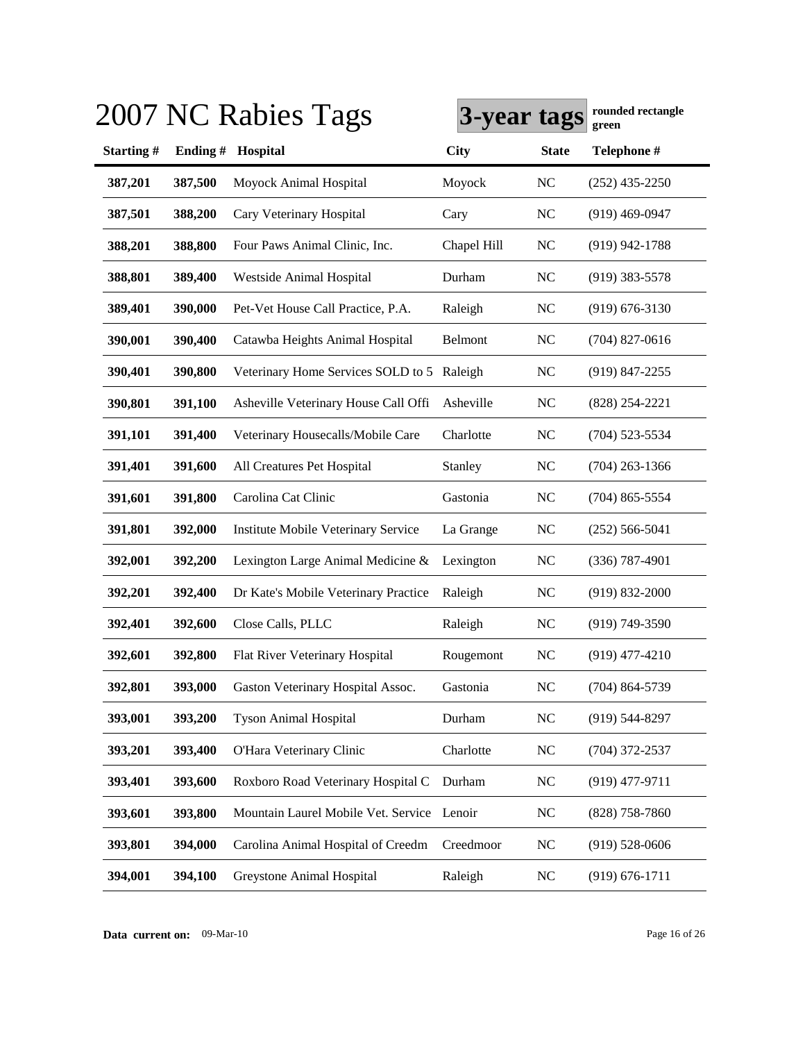# 2007 NC Rabies Tags

**3-year tags** rounded rectangle green

| Starting # | Ending # | Hospital | City | State | Telephone # |
|---|---|---|---|---|---|
| **387,201** | **387,500** | Moyock Animal Hospital | Moyock | NC | (252) 435-2250 |
| **387,501** | **388,200** | Cary Veterinary Hospital | Cary | NC | (919) 469-0947 |
| **388,201** | **388,800** | Four Paws Animal Clinic, Inc. | Chapel Hill | NC | (919) 942-1788 |
| **388,801** | **389,400** | Westside Animal Hospital | Durham | NC | (919) 383-5578 |
| **389,401** | **390,000** | Pet-Vet House Call Practice, P.A. | Raleigh | NC | (919) 676-3130 |
| **390,001** | **390,400** | Catawba Heights Animal Hospital | Belmont | NC | (704) 827-0616 |
| **390,401** | **390,800** | Veterinary Home Services SOLD to 5 | Raleigh | NC | (919) 847-2255 |
| **390,801** | **391,100** | Asheville Veterinary House Call Offi | Asheville | NC | (828) 254-2221 |
| **391,101** | **391,400** | Veterinary Housecalls/Mobile Care | Charlotte | NC | (704) 523-5534 |
| **391,401** | **391,600** | All Creatures Pet Hospital | Stanley | NC | (704) 263-1366 |
| **391,601** | **391,800** | Carolina Cat Clinic | Gastonia | NC | (704) 865-5554 |
| **391,801** | **392,000** | Institute Mobile Veterinary Service | La Grange | NC | (252) 566-5041 |
| **392,001** | **392,200** | Lexington Large Animal Medicine & | Lexington | NC | (336) 787-4901 |
| **392,201** | **392,400** | Dr Kate's Mobile Veterinary Practice | Raleigh | NC | (919) 832-2000 |
| **392,401** | **392,600** | Close Calls, PLLC | Raleigh | NC | (919) 749-3590 |
| **392,601** | **392,800** | Flat River Veterinary Hospital | Rougemont | NC | (919) 477-4210 |
| **392,801** | **393,000** | Gaston Veterinary Hospital Assoc. | Gastonia | NC | (704) 864-5739 |
| **393,001** | **393,200** | Tyson Animal Hospital | Durham | NC | (919) 544-8297 |
| **393,201** | **393,400** | O'Hara Veterinary Clinic | Charlotte | NC | (704) 372-2537 |
| **393,401** | **393,600** | Roxboro Road Veterinary Hospital C | Durham | NC | (919) 477-9711 |
| **393,601** | **393,800** | Mountain Laurel Mobile Vet. Service | Lenoir | NC | (828) 758-7860 |
| **393,801** | **394,000** | Carolina Animal Hospital of Creedm | Creedmoor | NC | (919) 528-0606 |
| **394,001** | **394,100** | Greystone Animal Hospital | Raleigh | NC | (919) 676-1711 |

**Data current on:** 09-Mar-10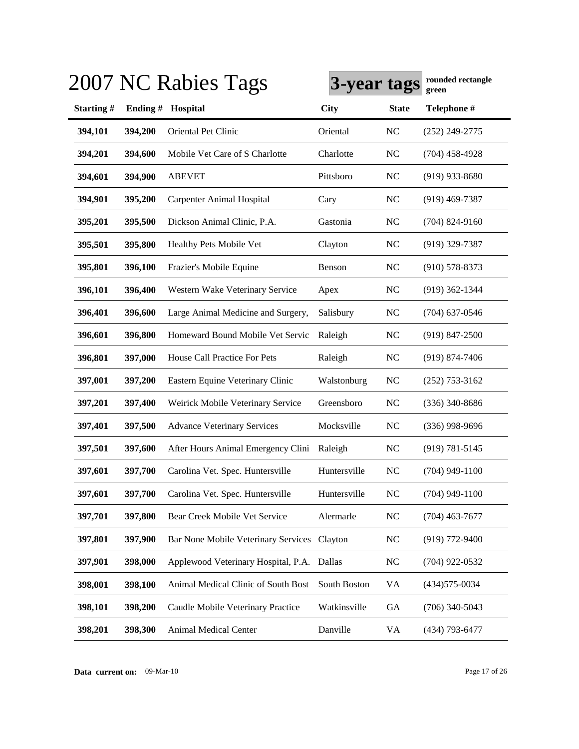# 2007 NC Rabies Tags

**3-year tags** **rounded rectangle green**

| Starting # | Ending # | Hospital | City | State | Telephone # |
|---|---|---|---|---|---|
| **394,101** | **394,200** | Oriental Pet Clinic | Oriental | NC | (252) 249-2775 |
| **394,201** | **394,600** | Mobile Vet Care of S Charlotte | Charlotte | NC | (704) 458-4928 |
| **394,601** | **394,900** | ABEVET | Pittsboro | NC | (919) 933-8680 |
| **394,901** | **395,200** | Carpenter Animal Hospital | Cary | NC | (919) 469-7387 |
| **395,201** | **395,500** | Dickson Animal Clinic, P.A. | Gastonia | NC | (704) 824-9160 |
| **395,501** | **395,800** | Healthy Pets Mobile Vet | Clayton | NC | (919) 329-7387 |
| **395,801** | **396,100** | Frazier's Mobile Equine | Benson | NC | (910) 578-8373 |
| **396,101** | **396,400** | Western Wake Veterinary Service | Apex | NC | (919) 362-1344 |
| **396,401** | **396,600** | Large Animal Medicine and Surgery, | Salisbury | NC | (704) 637-0546 |
| **396,601** | **396,800** | Homeward Bound Mobile Vet Servic | Raleigh | NC | (919) 847-2500 |
| **396,801** | **397,000** | House Call Practice For Pets | Raleigh | NC | (919) 874-7406 |
| **397,001** | **397,200** | Eastern Equine Veterinary Clinic | Walstonburg | NC | (252) 753-3162 |
| **397,201** | **397,400** | Weirick Mobile Veterinary Service | Greensboro | NC | (336) 340-8686 |
| **397,401** | **397,500** | Advance Veterinary Services | Mocksville | NC | (336) 998-9696 |
| **397,501** | **397,600** | After Hours Animal Emergency Clini | Raleigh | NC | (919) 781-5145 |
| **397,601** | **397,700** | Carolina Vet. Spec. Huntersville | Huntersville | NC | (704) 949-1100 |
| **397,601** | **397,700** | Carolina Vet. Spec. Huntersville | Huntersville | NC | (704) 949-1100 |
| **397,701** | **397,800** | Bear Creek Mobile Vet Service | Alermarle | NC | (704) 463-7677 |
| **397,801** | **397,900** | Bar None Mobile Veterinary Services | Clayton | NC | (919) 772-9400 |
| **397,901** | **398,000** | Applewood Veterinary Hospital, P.A. | Dallas | NC | (704) 922-0532 |
| **398,001** | **398,100** | Animal Medical Clinic of South Bost | South Boston | VA | (434)575-0034 |
| **398,101** | **398,200** | Caudle Mobile Veterinary Practice | Watkinsville | GA | (706) 340-5043 |
| **398,201** | **398,300** | Animal Medical Center | Danville | VA | (434) 793-6477 |

**Data current on:** 09-Mar-10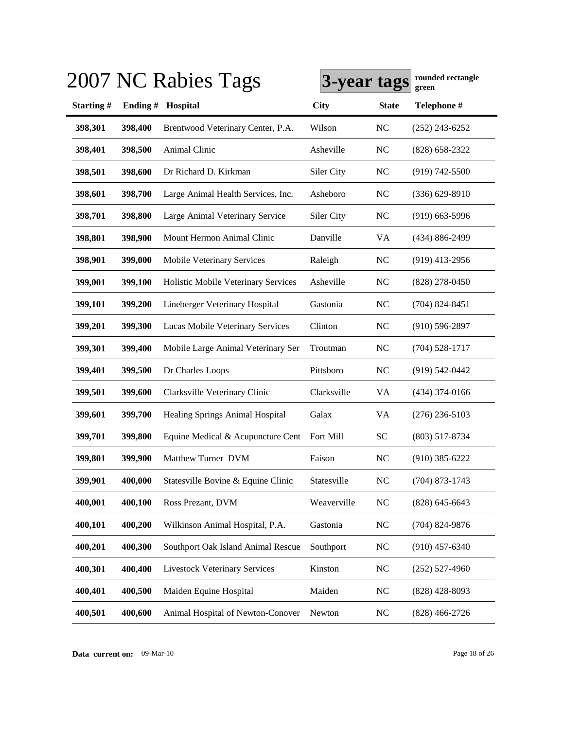# 2007 NC Rabies Tags

**3-year tags** **rounded rectangle green**

| Starting # | Ending # | Hospital | City | State | Telephone # |
|---|---|---|---|---|---|
| **398,301** | **398,400** | Brentwood Veterinary Center, P.A. | Wilson | NC | (252) 243-6252 |
| **398,401** | **398,500** | Animal Clinic | Asheville | NC | (828) 658-2322 |
| **398,501** | **398,600** | Dr Richard D. Kirkman | Siler City | NC | (919) 742-5500 |
| **398,601** | **398,700** | Large Animal Health Services, Inc. | Asheboro | NC | (336) 629-8910 |
| **398,701** | **398,800** | Large Animal Veterinary Service | Siler City | NC | (919) 663-5996 |
| **398,801** | **398,900** | Mount Hermon Animal Clinic | Danville | VA | (434) 886-2499 |
| **398,901** | **399,000** | Mobile Veterinary Services | Raleigh | NC | (919) 413-2956 |
| **399,001** | **399,100** | Holistic Mobile Veterinary Services | Asheville | NC | (828) 278-0450 |
| **399,101** | **399,200** | Lineberger Veterinary Hospital | Gastonia | NC | (704) 824-8451 |
| **399,201** | **399,300** | Lucas Mobile Veterinary Services | Clinton | NC | (910) 596-2897 |
| **399,301** | **399,400** | Mobile Large Animal Veterinary Ser | Troutman | NC | (704) 528-1717 |
| **399,401** | **399,500** | Dr Charles Loops | Pittsboro | NC | (919) 542-0442 |
| **399,501** | **399,600** | Clarksville Veterinary Clinic | Clarksville | VA | (434) 374-0166 |
| **399,601** | **399,700** | Healing Springs Animal Hospital | Galax | VA | (276) 236-5103 |
| **399,701** | **399,800** | Equine Medical & Acupuncture Cent | Fort Mill | SC | (803) 517-8734 |
| **399,801** | **399,900** | Matthew Turner DVM | Faison | NC | (910) 385-6222 |
| **399,901** | **400,000** | Statesville Bovine & Equine Clinic | Statesville | NC | (704) 873-1743 |
| **400,001** | **400,100** | Ross Prezant, DVM | Weaverville | NC | (828) 645-6643 |
| **400,101** | **400,200** | Wilkinson Animal Hospital, P.A. | Gastonia | NC | (704) 824-9876 |
| **400,201** | **400,300** | Southport Oak Island Animal Rescue | Southport | NC | (910) 457-6340 |
| **400,301** | **400,400** | Livestock Veterinary Services | Kinston | NC | (252) 527-4960 |
| **400,401** | **400,500** | Maiden Equine Hospital | Maiden | NC | (828) 428-8093 |
| **400,501** | **400,600** | Animal Hospital of Newton-Conover | Newton | NC | (828) 466-2726 |

**Data current on:** 09-Mar-10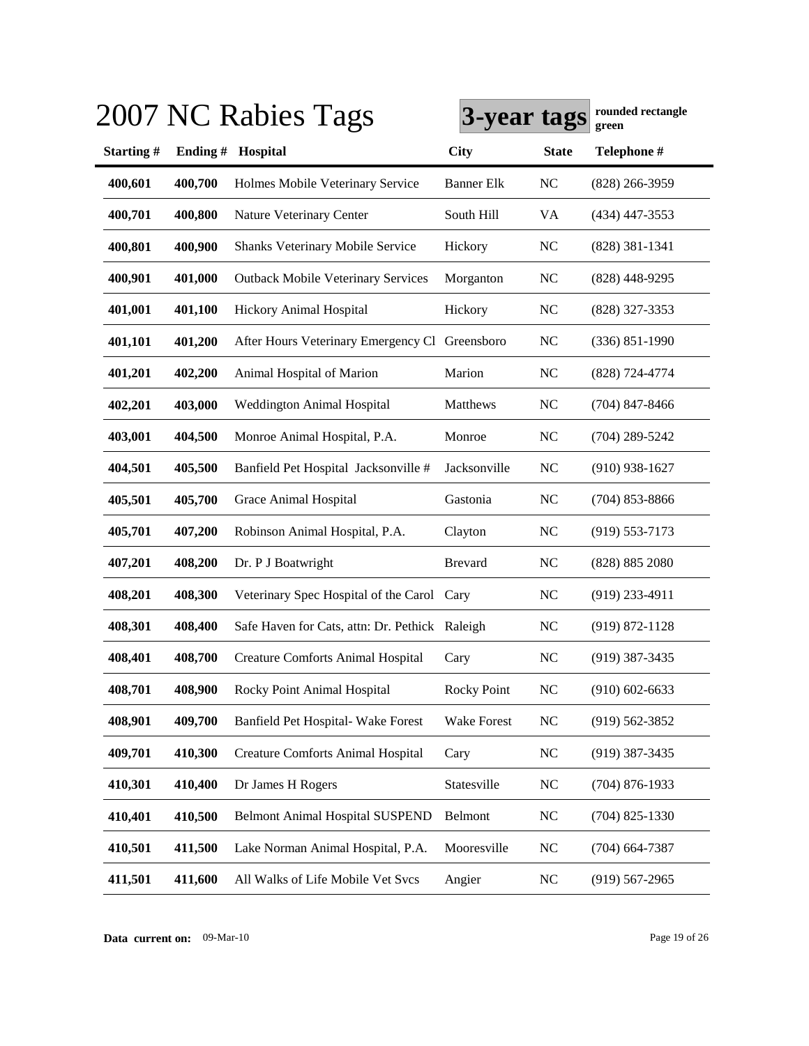# 2007 NC Rabies Tags

**3-year tags** **rounded rectangle green**

| Starting # | Ending # | Hospital | City | State | Telephone # |
|---|---|---|---|---|---|
| **400,601** | **400,700** | Holmes Mobile Veterinary Service | Banner Elk | NC | (828) 266-3959 |
| **400,701** | **400,800** | Nature Veterinary Center | South Hill | VA | (434) 447-3553 |
| **400,801** | **400,900** | Shanks Veterinary Mobile Service | Hickory | NC | (828) 381-1341 |
| **400,901** | **401,000** | Outback Mobile Veterinary Services | Morganton | NC | (828) 448-9295 |
| **401,001** | **401,100** | Hickory Animal Hospital | Hickory | NC | (828) 327-3353 |
| **401,101** | **401,200** | After Hours Veterinary Emergency Cl | Greensboro | NC | (336) 851-1990 |
| **401,201** | **402,200** | Animal Hospital of Marion | Marion | NC | (828) 724-4774 |
| **402,201** | **403,000** | Weddington Animal Hospital | Matthews | NC | (704) 847-8466 |
| **403,001** | **404,500** | Monroe Animal Hospital, P.A. | Monroe | NC | (704) 289-5242 |
| **404,501** | **405,500** | Banfield Pet Hospital Jacksonville # | Jacksonville | NC | (910) 938-1627 |
| **405,501** | **405,700** | Grace Animal Hospital | Gastonia | NC | (704) 853-8866 |
| **405,701** | **407,200** | Robinson Animal Hospital, P.A. | Clayton | NC | (919) 553-7173 |
| **407,201** | **408,200** | Dr. P J Boatwright | Brevard | NC | (828) 885 2080 |
| **408,201** | **408,300** | Veterinary Spec Hospital of the Carol | Cary | NC | (919) 233-4911 |
| **408,301** | **408,400** | Safe Haven for Cats, attn: Dr. Pethick | Raleigh | NC | (919) 872-1128 |
| **408,401** | **408,700** | Creature Comforts Animal Hospital | Cary | NC | (919) 387-3435 |
| **408,701** | **408,900** | Rocky Point Animal Hospital | Rocky Point | NC | (910) 602-6633 |
| **408,901** | **409,700** | Banfield Pet Hospital- Wake Forest | Wake Forest | NC | (919) 562-3852 |
| **409,701** | **410,300** | Creature Comforts Animal Hospital | Cary | NC | (919) 387-3435 |
| **410,301** | **410,400** | Dr James H Rogers | Statesville | NC | (704) 876-1933 |
| **410,401** | **410,500** | Belmont Animal Hospital SUSPEND | Belmont | NC | (704) 825-1330 |
| **410,501** | **411,500** | Lake Norman Animal Hospital, P.A. | Mooresville | NC | (704) 664-7387 |
| **411,501** | **411,600** | All Walks of Life Mobile Vet Svcs | Angier | NC | (919) 567-2965 |

**Data current on:** 09-Mar-10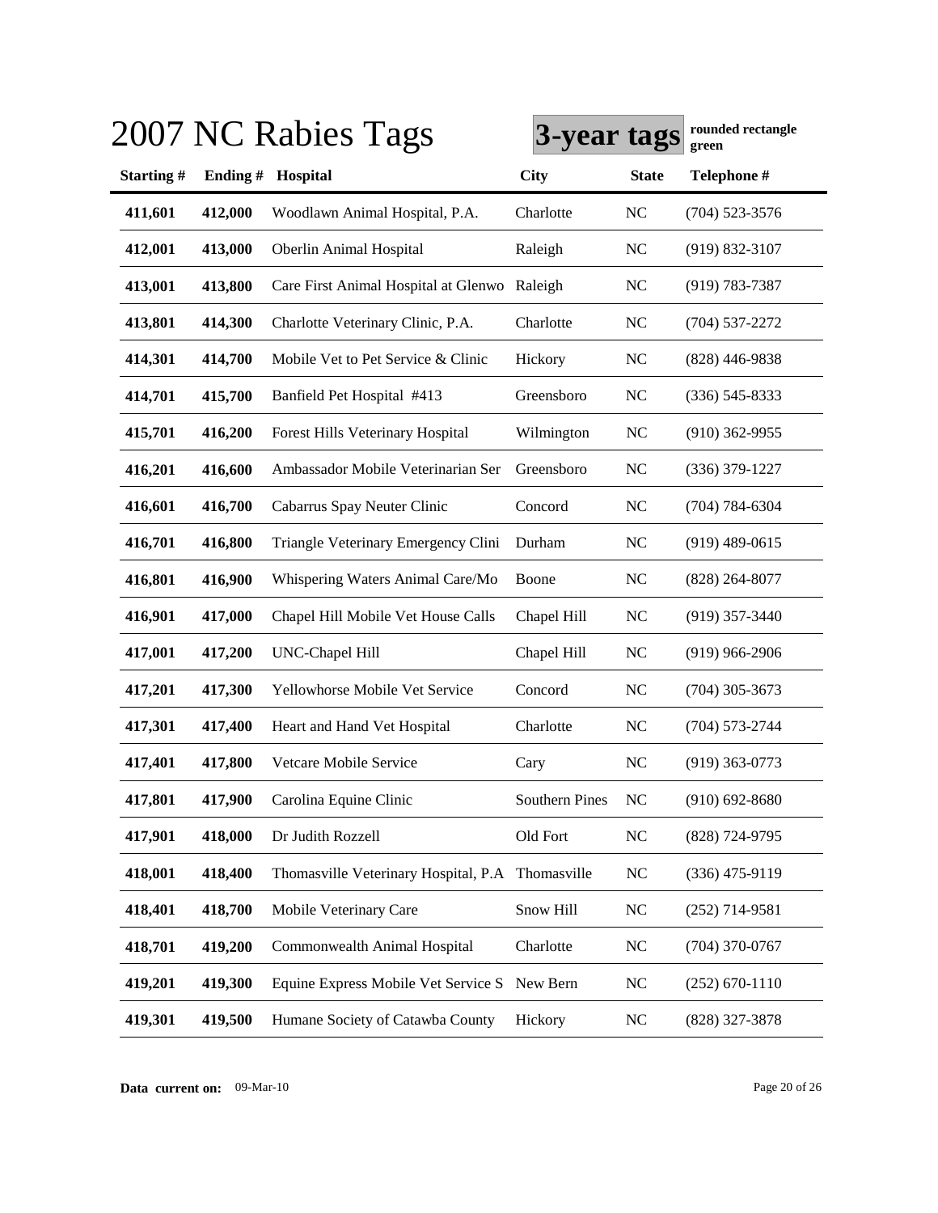# 2007 NC Rabies Tags

**3-year tags** **rounded rectangle green**

| Starting # | Ending # | Hospital | City | State | Telephone # |
|---|---|---|---|---|---|
| **411,601** | **412,000** | Woodlawn Animal Hospital, P.A. | Charlotte | NC | (704) 523-3576 |
| **412,001** | **413,000** | Oberlin Animal Hospital | Raleigh | NC | (919) 832-3107 |
| **413,001** | **413,800** | Care First Animal Hospital at Glenwo | Raleigh | NC | (919) 783-7387 |
| **413,801** | **414,300** | Charlotte Veterinary Clinic, P.A. | Charlotte | NC | (704) 537-2272 |
| **414,301** | **414,700** | Mobile Vet to Pet Service & Clinic | Hickory | NC | (828) 446-9838 |
| **414,701** | **415,700** | Banfield Pet Hospital #413 | Greensboro | NC | (336) 545-8333 |
| **415,701** | **416,200** | Forest Hills Veterinary Hospital | Wilmington | NC | (910) 362-9955 |
| **416,201** | **416,600** | Ambassador Mobile Veterinarian Ser | Greensboro | NC | (336) 379-1227 |
| **416,601** | **416,700** | Cabarrus Spay Neuter Clinic | Concord | NC | (704) 784-6304 |
| **416,701** | **416,800** | Triangle Veterinary Emergency Clini | Durham | NC | (919) 489-0615 |
| **416,801** | **416,900** | Whispering Waters Animal Care/Mo | Boone | NC | (828) 264-8077 |
| **416,901** | **417,000** | Chapel Hill Mobile Vet House Calls | Chapel Hill | NC | (919) 357-3440 |
| **417,001** | **417,200** | UNC-Chapel Hill | Chapel Hill | NC | (919) 966-2906 |
| **417,201** | **417,300** | Yellowhorse Mobile Vet Service | Concord | NC | (704) 305-3673 |
| **417,301** | **417,400** | Heart and Hand Vet Hospital | Charlotte | NC | (704) 573-2744 |
| **417,401** | **417,800** | Vetcare Mobile Service | Cary | NC | (919) 363-0773 |
| **417,801** | **417,900** | Carolina Equine Clinic | Southern Pines | NC | (910) 692-8680 |
| **417,901** | **418,000** | Dr Judith Rozzell | Old Fort | NC | (828) 724-9795 |
| **418,001** | **418,400** | Thomasville Veterinary Hospital, P.A | Thomasville | NC | (336) 475-9119 |
| **418,401** | **418,700** | Mobile Veterinary Care | Snow Hill | NC | (252) 714-9581 |
| **418,701** | **419,200** | Commonwealth Animal Hospital | Charlotte | NC | (704) 370-0767 |
| **419,201** | **419,300** | Equine Express Mobile Vet Service S | New Bern | NC | (252) 670-1110 |
| **419,301** | **419,500** | Humane Society of Catawba County | Hickory | NC | (828) 327-3878 |

**Data current on:** 09-Mar-10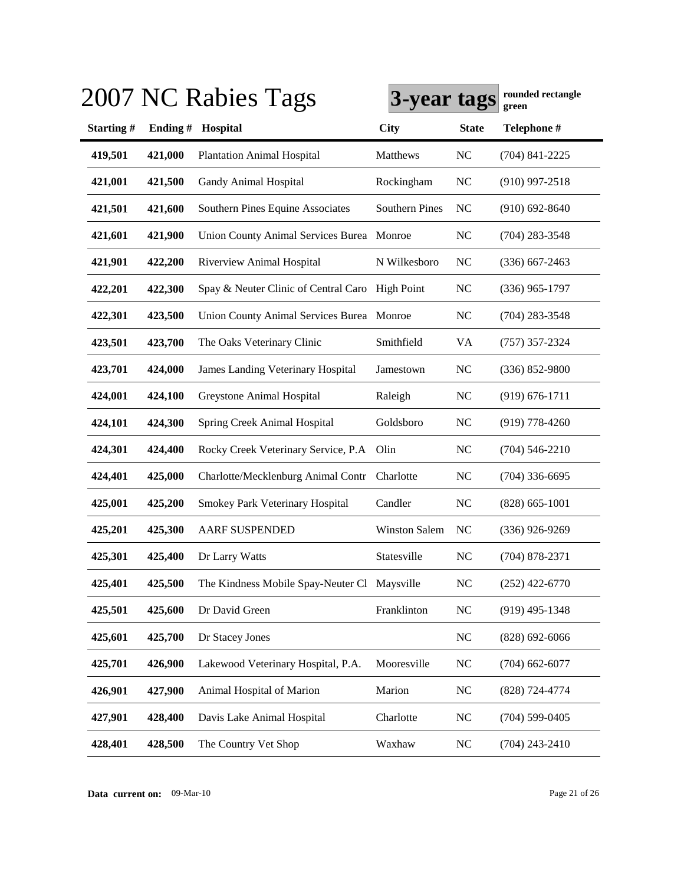# 2007 NC Rabies Tags

**3-year tags** rounded rectangle green

| Starting # | Ending # | Hospital | City | State | Telephone # |
|---|---|---|---|---|---|
| 419,501 | 421,000 | Plantation Animal Hospital | Matthews | NC | (704) 841-2225 |
| 421,001 | 421,500 | Gandy Animal Hospital | Rockingham | NC | (910) 997-2518 |
| 421,501 | 421,600 | Southern Pines Equine Associates | Southern Pines | NC | (910) 692-8640 |
| 421,601 | 421,900 | Union County Animal Services Burea | Monroe | NC | (704) 283-3548 |
| 421,901 | 422,200 | Riverview Animal Hospital | N Wilkesboro | NC | (336) 667-2463 |
| 422,201 | 422,300 | Spay & Neuter Clinic of Central Caro | High Point | NC | (336) 965-1797 |
| 422,301 | 423,500 | Union County Animal Services Burea | Monroe | NC | (704) 283-3548 |
| 423,501 | 423,700 | The Oaks Veterinary Clinic | Smithfield | VA | (757) 357-2324 |
| 423,701 | 424,000 | James Landing Veterinary Hospital | Jamestown | NC | (336) 852-9800 |
| 424,001 | 424,100 | Greystone Animal Hospital | Raleigh | NC | (919) 676-1711 |
| 424,101 | 424,300 | Spring Creek Animal Hospital | Goldsboro | NC | (919) 778-4260 |
| 424,301 | 424,400 | Rocky Creek Veterinary Service, P.A | Olin | NC | (704) 546-2210 |
| 424,401 | 425,000 | Charlotte/Mecklenburg Animal Contr | Charlotte | NC | (704) 336-6695 |
| 425,001 | 425,200 | Smokey Park Veterinary Hospital | Candler | NC | (828) 665-1001 |
| 425,201 | 425,300 | AARF SUSPENDED | Winston Salem | NC | (336) 926-9269 |
| 425,301 | 425,400 | Dr Larry Watts | Statesville | NC | (704) 878-2371 |
| 425,401 | 425,500 | The Kindness Mobile Spay-Neuter Cl | Maysville | NC | (252) 422-6770 |
| 425,501 | 425,600 | Dr David Green | Franklinton | NC | (919) 495-1348 |
| 425,601 | 425,700 | Dr Stacey Jones | | NC | (828) 692-6066 |
| 425,701 | 426,900 | Lakewood Veterinary Hospital, P.A. | Mooresville | NC | (704) 662-6077 |
| 426,901 | 427,900 | Animal Hospital of Marion | Marion | NC | (828) 724-4774 |
| 427,901 | 428,400 | Davis Lake Animal Hospital | Charlotte | NC | (704) 599-0405 |
| 428,401 | 428,500 | The Country Vet Shop | Waxhaw | NC | (704) 243-2410 |

**Data current on:** 09-Mar-10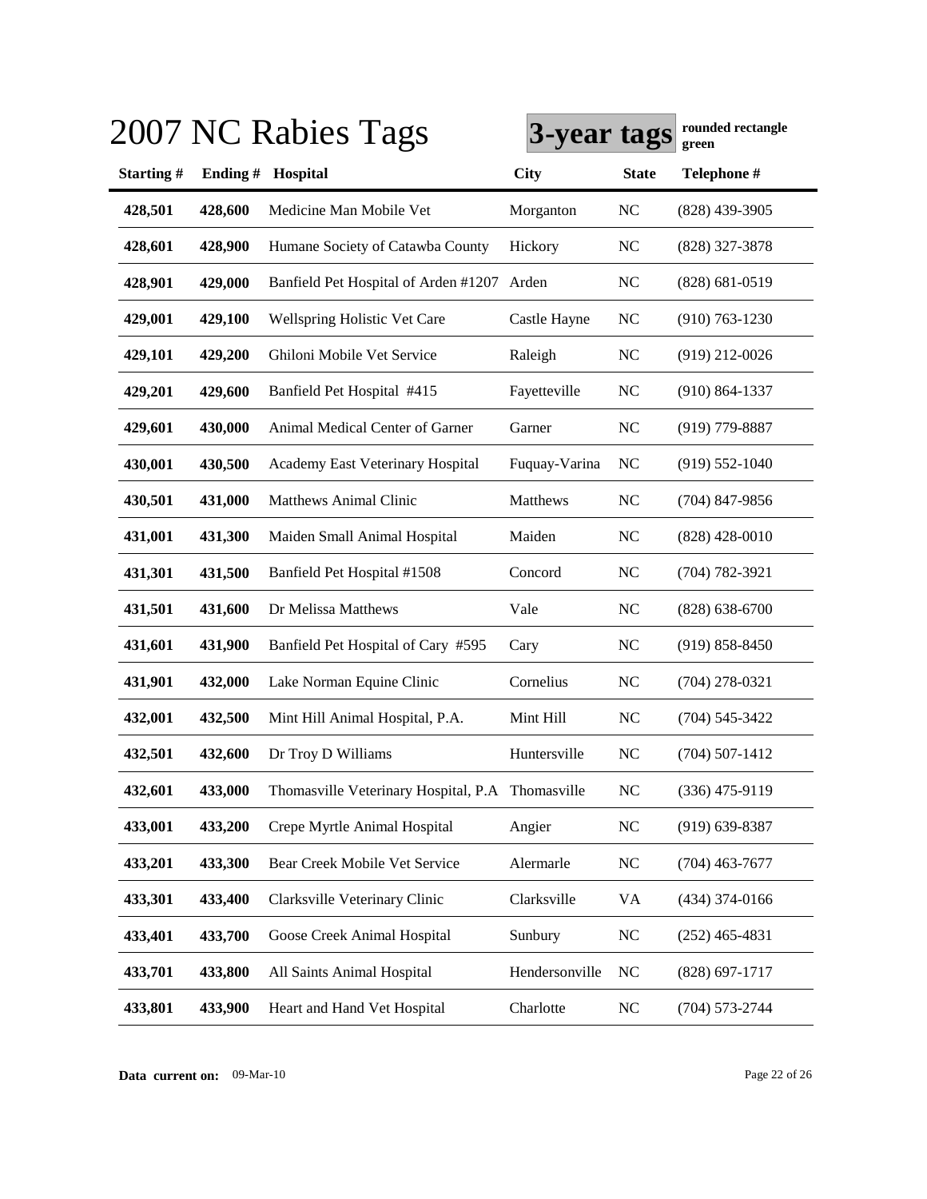# 2007 NC Rabies Tags

**3-year tags** **rounded rectangle green**

| Starting # | Ending # | Hospital | City | State | Telephone # |
|---|---|---|---|---|---|
| 428,501 | 428,600 | Medicine Man Mobile Vet | Morganton | NC | (828) 439-3905 |
| 428,601 | 428,900 | Humane Society of Catawba County | Hickory | NC | (828) 327-3878 |
| 428,901 | 429,000 | Banfield Pet Hospital of Arden #1207 | Arden | NC | (828) 681-0519 |
| 429,001 | 429,100 | Wellspring Holistic Vet Care | Castle Hayne | NC | (910) 763-1230 |
| 429,101 | 429,200 | Ghiloni Mobile Vet Service | Raleigh | NC | (919) 212-0026 |
| 429,201 | 429,600 | Banfield Pet Hospital #415 | Fayetteville | NC | (910) 864-1337 |
| 429,601 | 430,000 | Animal Medical Center of Garner | Garner | NC | (919) 779-8887 |
| 430,001 | 430,500 | Academy East Veterinary Hospital | Fuquay-Varina | NC | (919) 552-1040 |
| 430,501 | 431,000 | Matthews Animal Clinic | Matthews | NC | (704) 847-9856 |
| 431,001 | 431,300 | Maiden Small Animal Hospital | Maiden | NC | (828) 428-0010 |
| 431,301 | 431,500 | Banfield Pet Hospital #1508 | Concord | NC | (704) 782-3921 |
| 431,501 | 431,600 | Dr Melissa Matthews | Vale | NC | (828) 638-6700 |
| 431,601 | 431,900 | Banfield Pet Hospital of Cary #595 | Cary | NC | (919) 858-8450 |
| 431,901 | 432,000 | Lake Norman Equine Clinic | Cornelius | NC | (704) 278-0321 |
| 432,001 | 432,500 | Mint Hill Animal Hospital, P.A. | Mint Hill | NC | (704) 545-3422 |
| 432,501 | 432,600 | Dr Troy D Williams | Huntersville | NC | (704) 507-1412 |
| 432,601 | 433,000 | Thomasville Veterinary Hospital, P.A | Thomasville | NC | (336) 475-9119 |
| 433,001 | 433,200 | Crepe Myrtle Animal Hospital | Angier | NC | (919) 639-8387 |
| 433,201 | 433,300 | Bear Creek Mobile Vet Service | Alermarle | NC | (704) 463-7677 |
| 433,301 | 433,400 | Clarksville Veterinary Clinic | Clarksville | VA | (434) 374-0166 |
| 433,401 | 433,700 | Goose Creek Animal Hospital | Sunbury | NC | (252) 465-4831 |
| 433,701 | 433,800 | All Saints Animal Hospital | Hendersonville | NC | (828) 697-1717 |
| 433,801 | 433,900 | Heart and Hand Vet Hospital | Charlotte | NC | (704) 573-2744 |

**Data current on:** 09-Mar-10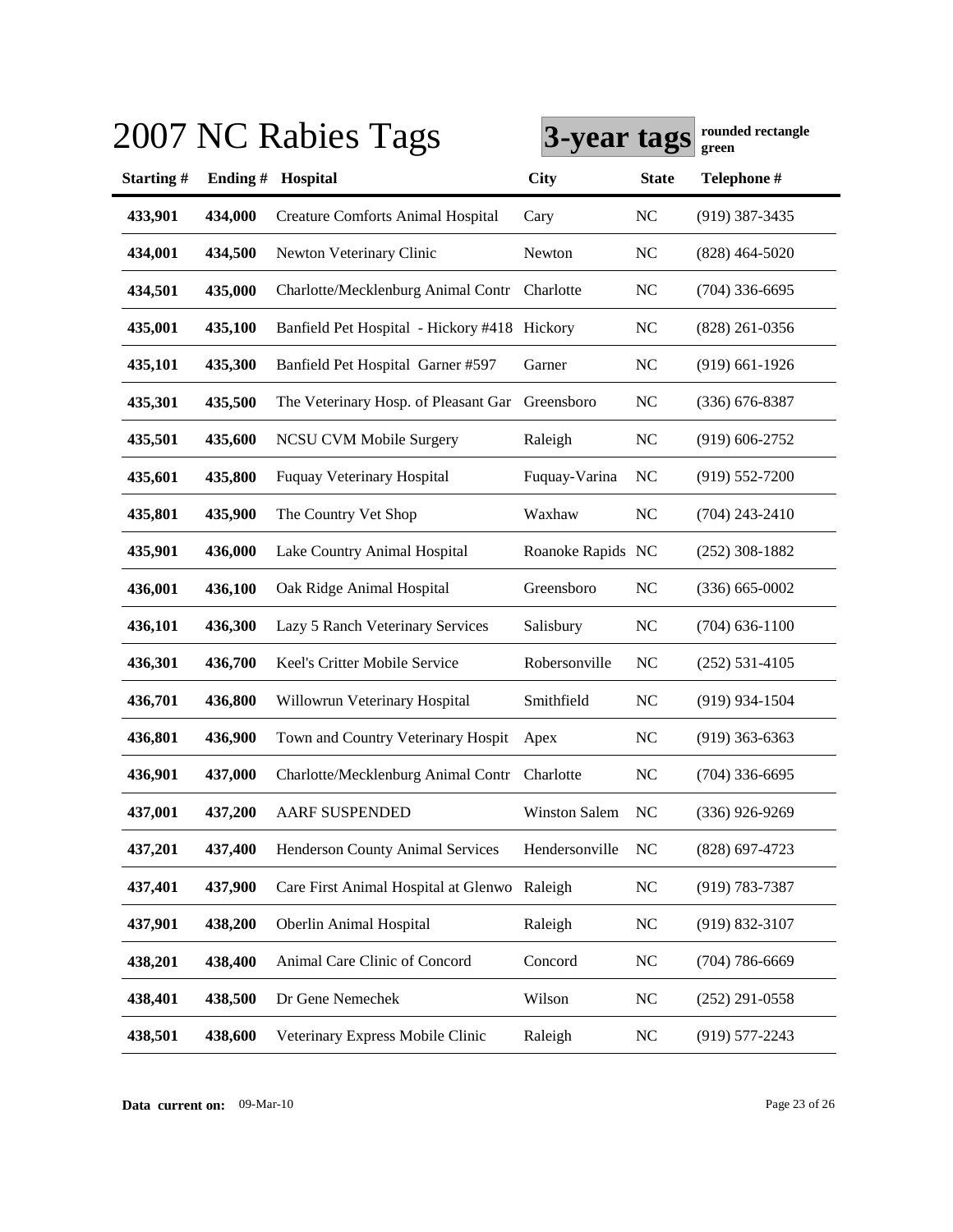# 2007 NC Rabies Tags

**3-year tags** **rounded rectangle green**

| Starting # | Ending # | Hospital | City | State | Telephone # |
|---|---|---|---|---|---|
| 433,901 | 434,000 | Creature Comforts Animal Hospital | Cary | NC | (919) 387-3435 |
| 434,001 | 434,500 | Newton Veterinary Clinic | Newton | NC | (828) 464-5020 |
| 434,501 | 435,000 | Charlotte/Mecklenburg Animal Contr | Charlotte | NC | (704) 336-6695 |
| 435,001 | 435,100 | Banfield Pet Hospital - Hickory #418 | Hickory | NC | (828) 261-0356 |
| 435,101 | 435,300 | Banfield Pet Hospital Garner #597 | Garner | NC | (919) 661-1926 |
| 435,301 | 435,500 | The Veterinary Hosp. of Pleasant Gar | Greensboro | NC | (336) 676-8387 |
| 435,501 | 435,600 | NCSU CVM Mobile Surgery | Raleigh | NC | (919) 606-2752 |
| 435,601 | 435,800 | Fuquay Veterinary Hospital | Fuquay-Varina | NC | (919) 552-7200 |
| 435,801 | 435,900 | The Country Vet Shop | Waxhaw | NC | (704) 243-2410 |
| 435,901 | 436,000 | Lake Country Animal Hospital | Roanoke Rapids | NC | (252) 308-1882 |
| 436,001 | 436,100 | Oak Ridge Animal Hospital | Greensboro | NC | (336) 665-0002 |
| 436,101 | 436,300 | Lazy 5 Ranch Veterinary Services | Salisbury | NC | (704) 636-1100 |
| 436,301 | 436,700 | Keel's Critter Mobile Service | Robersonville | NC | (252) 531-4105 |
| 436,701 | 436,800 | Willowrun Veterinary Hospital | Smithfield | NC | (919) 934-1504 |
| 436,801 | 436,900 | Town and Country Veterinary Hospit | Apex | NC | (919) 363-6363 |
| 436,901 | 437,000 | Charlotte/Mecklenburg Animal Contr | Charlotte | NC | (704) 336-6695 |
| 437,001 | 437,200 | AARF SUSPENDED | Winston Salem | NC | (336) 926-9269 |
| 437,201 | 437,400 | Henderson County Animal Services | Hendersonville | NC | (828) 697-4723 |
| 437,401 | 437,900 | Care First Animal Hospital at Glenwo | Raleigh | NC | (919) 783-7387 |
| 437,901 | 438,200 | Oberlin Animal Hospital | Raleigh | NC | (919) 832-3107 |
| 438,201 | 438,400 | Animal Care Clinic of Concord | Concord | NC | (704) 786-6669 |
| 438,401 | 438,500 | Dr Gene Nemechek | Wilson | NC | (252) 291-0558 |
| 438,501 | 438,600 | Veterinary Express Mobile Clinic | Raleigh | NC | (919) 577-2243 |

**Data current on:** 09-Mar-10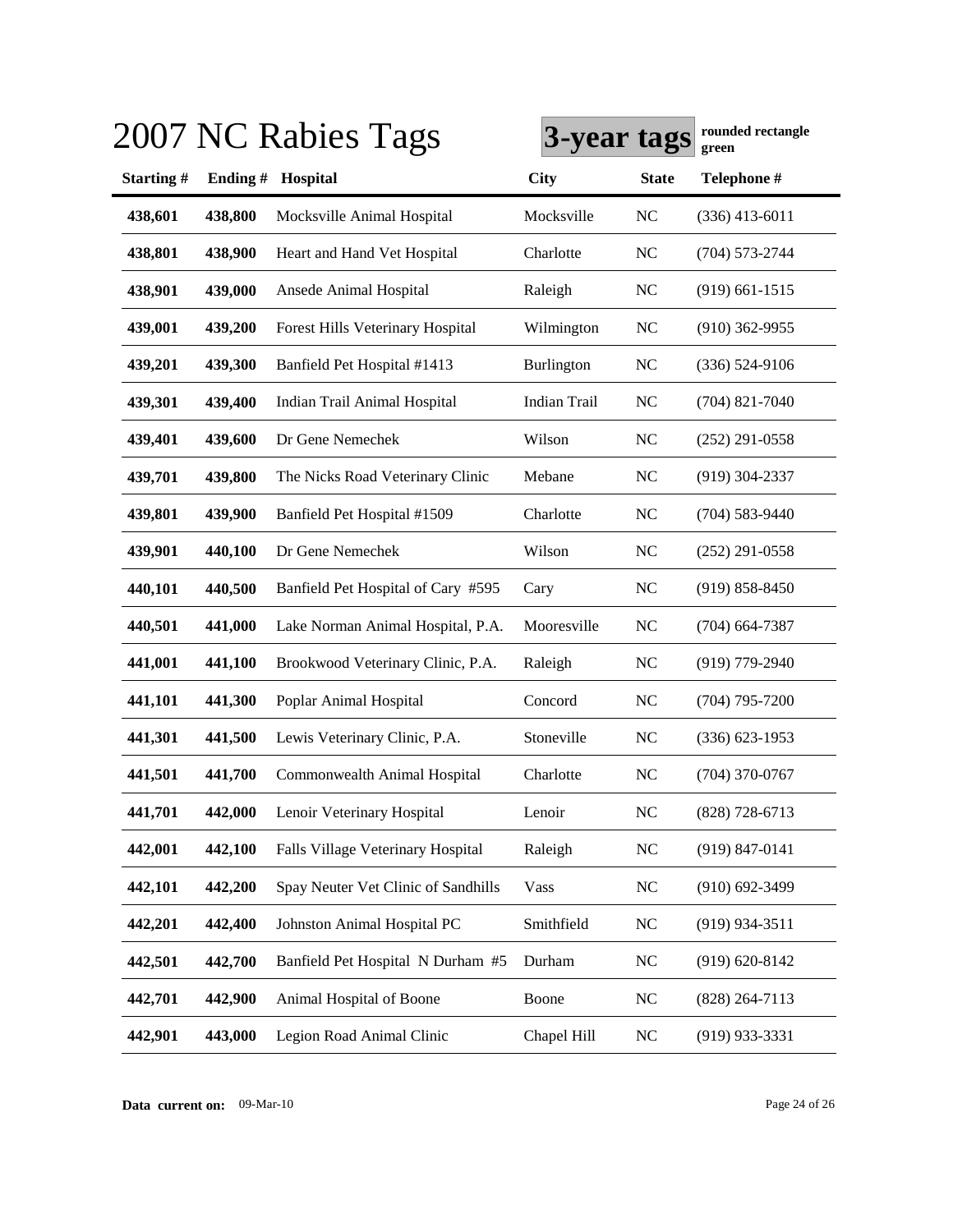# 2007 NC Rabies Tags

**3-year tags** rounded rectangle green

| Starting # | Ending # | Hospital | City | State | Telephone # |
|---|---|---|---|---|---|
| 438,601 | 438,800 | Mocksville Animal Hospital | Mocksville | NC | (336) 413-6011 |
| 438,801 | 438,900 | Heart and Hand Vet Hospital | Charlotte | NC | (704) 573-2744 |
| 438,901 | 439,000 | Ansede Animal Hospital | Raleigh | NC | (919) 661-1515 |
| 439,001 | 439,200 | Forest Hills Veterinary Hospital | Wilmington | NC | (910) 362-9955 |
| 439,201 | 439,300 | Banfield Pet Hospital #1413 | Burlington | NC | (336) 524-9106 |
| 439,301 | 439,400 | Indian Trail Animal Hospital | Indian Trail | NC | (704) 821-7040 |
| 439,401 | 439,600 | Dr Gene Nemechek | Wilson | NC | (252) 291-0558 |
| 439,701 | 439,800 | The Nicks Road Veterinary Clinic | Mebane | NC | (919) 304-2337 |
| 439,801 | 439,900 | Banfield Pet Hospital #1509 | Charlotte | NC | (704) 583-9440 |
| 439,901 | 440,100 | Dr Gene Nemechek | Wilson | NC | (252) 291-0558 |
| 440,101 | 440,500 | Banfield Pet Hospital of Cary #595 | Cary | NC | (919) 858-8450 |
| 440,501 | 441,000 | Lake Norman Animal Hospital, P.A. | Mooresville | NC | (704) 664-7387 |
| 441,001 | 441,100 | Brookwood Veterinary Clinic, P.A. | Raleigh | NC | (919) 779-2940 |
| 441,101 | 441,300 | Poplar Animal Hospital | Concord | NC | (704) 795-7200 |
| 441,301 | 441,500 | Lewis Veterinary Clinic, P.A. | Stoneville | NC | (336) 623-1953 |
| 441,501 | 441,700 | Commonwealth Animal Hospital | Charlotte | NC | (704) 370-0767 |
| 441,701 | 442,000 | Lenoir Veterinary Hospital | Lenoir | NC | (828) 728-6713 |
| 442,001 | 442,100 | Falls Village Veterinary Hospital | Raleigh | NC | (919) 847-0141 |
| 442,101 | 442,200 | Spay Neuter Vet Clinic of Sandhills | Vass | NC | (910) 692-3499 |
| 442,201 | 442,400 | Johnston Animal Hospital PC | Smithfield | NC | (919) 934-3511 |
| 442,501 | 442,700 | Banfield Pet Hospital N Durham #5 | Durham | NC | (919) 620-8142 |
| 442,701 | 442,900 | Animal Hospital of Boone | Boone | NC | (828) 264-7113 |
| 442,901 | 443,000 | Legion Road Animal Clinic | Chapel Hill | NC | (919) 933-3331 |

**Data current on:** 09-Mar-10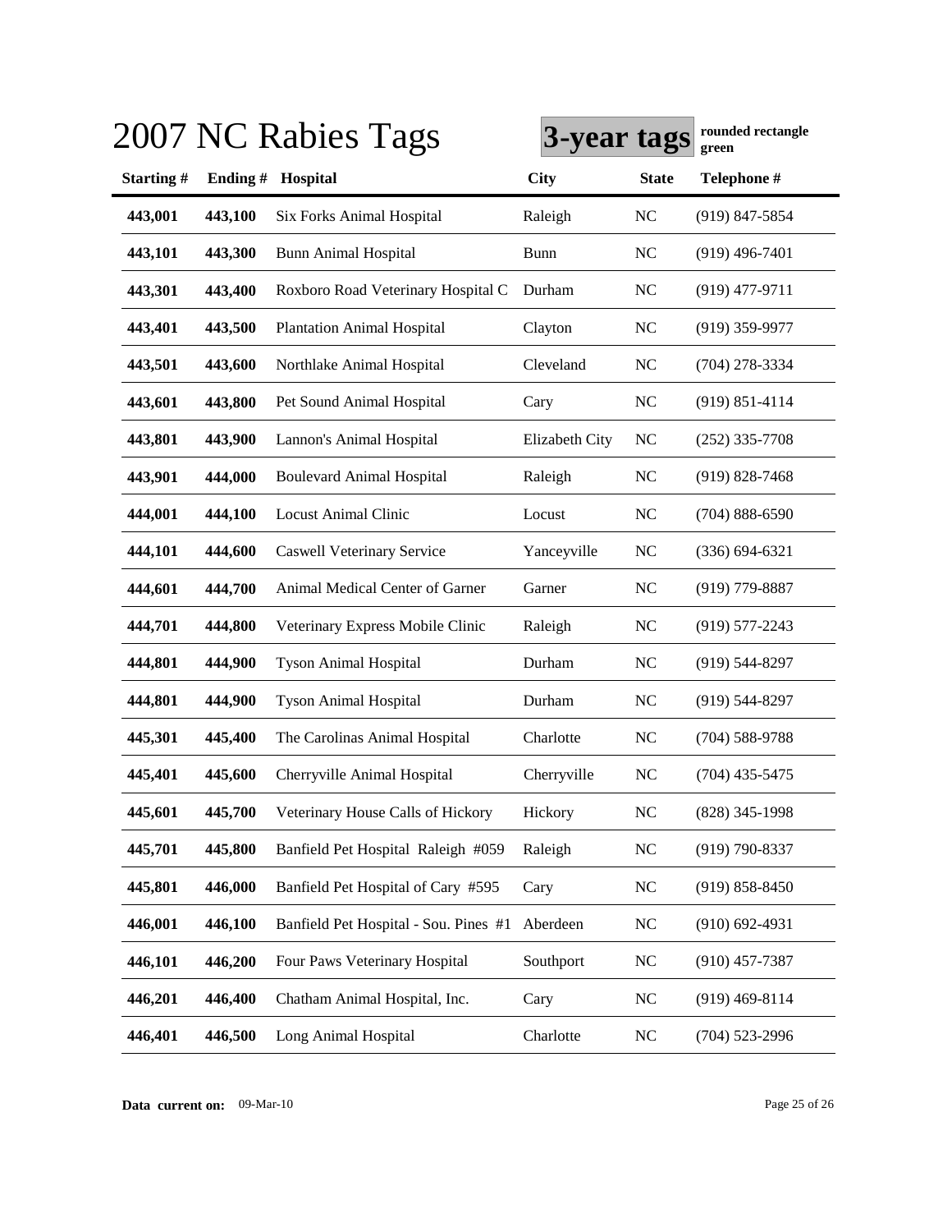# 2007 NC Rabies Tags

**3-year tags** rounded rectangle green

| Starting # | Ending # | Hospital | City | State | Telephone # |
|---|---|---|---|---|---|
| 443,001 | 443,100 | Six Forks Animal Hospital | Raleigh | NC | (919) 847-5854 |
| 443,101 | 443,300 | Bunn Animal Hospital | Bunn | NC | (919) 496-7401 |
| 443,301 | 443,400 | Roxboro Road Veterinary Hospital C | Durham | NC | (919) 477-9711 |
| 443,401 | 443,500 | Plantation Animal Hospital | Clayton | NC | (919) 359-9977 |
| 443,501 | 443,600 | Northlake Animal Hospital | Cleveland | NC | (704) 278-3334 |
| 443,601 | 443,800 | Pet Sound Animal Hospital | Cary | NC | (919) 851-4114 |
| 443,801 | 443,900 | Lannon's Animal Hospital | Elizabeth City | NC | (252) 335-7708 |
| 443,901 | 444,000 | Boulevard Animal Hospital | Raleigh | NC | (919) 828-7468 |
| 444,001 | 444,100 | Locust Animal Clinic | Locust | NC | (704) 888-6590 |
| 444,101 | 444,600 | Caswell Veterinary Service | Yanceyville | NC | (336) 694-6321 |
| 444,601 | 444,700 | Animal Medical Center of Garner | Garner | NC | (919) 779-8887 |
| 444,701 | 444,800 | Veterinary Express Mobile Clinic | Raleigh | NC | (919) 577-2243 |
| 444,801 | 444,900 | Tyson Animal Hospital | Durham | NC | (919) 544-8297 |
| 444,801 | 444,900 | Tyson Animal Hospital | Durham | NC | (919) 544-8297 |
| 445,301 | 445,400 | The Carolinas Animal Hospital | Charlotte | NC | (704) 588-9788 |
| 445,401 | 445,600 | Cherryville Animal Hospital | Cherryville | NC | (704) 435-5475 |
| 445,601 | 445,700 | Veterinary House Calls of Hickory | Hickory | NC | (828) 345-1998 |
| 445,701 | 445,800 | Banfield Pet Hospital Raleigh #059 | Raleigh | NC | (919) 790-8337 |
| 445,801 | 446,000 | Banfield Pet Hospital of Cary #595 | Cary | NC | (919) 858-8450 |
| 446,001 | 446,100 | Banfield Pet Hospital - Sou. Pines #1 | Aberdeen | NC | (910) 692-4931 |
| 446,101 | 446,200 | Four Paws Veterinary Hospital | Southport | NC | (910) 457-7387 |
| 446,201 | 446,400 | Chatham Animal Hospital, Inc. | Cary | NC | (919) 469-8114 |
| 446,401 | 446,500 | Long Animal Hospital | Charlotte | NC | (704) 523-2996 |

**Data current on:** 09-Mar-10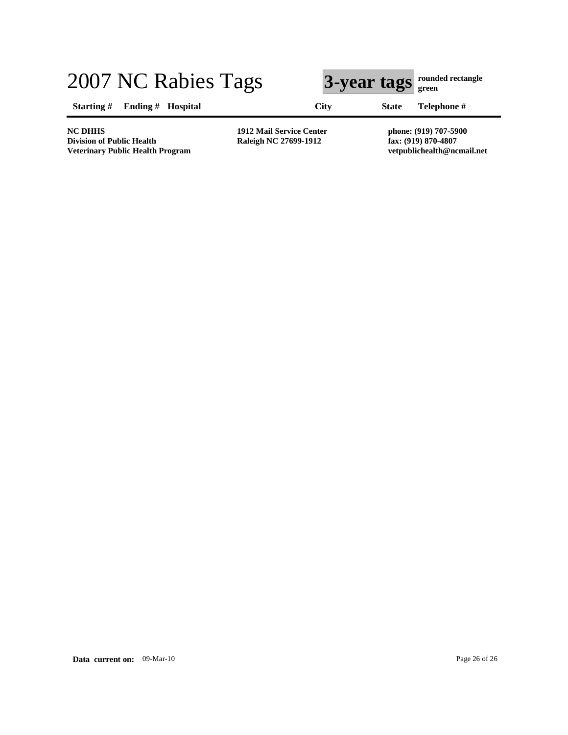# 2007 NC Rabies Tags

**3-year tags** **rounded rectangle green**

| Starting # | Ending # | Hospital | City | State | Telephone # |
|---|---|---|---|---|---|

**NC DHHS**
**Division of Public Health**
**Veterinary Public Health Program**

**1912 Mail Service Center**
**Raleigh NC 27699-1912**

**phone: (919) 707-5900**
**fax: (919) 870-4807**
**vetpublichealth@ncmail.net**

**Data current on:** 09-Mar-10